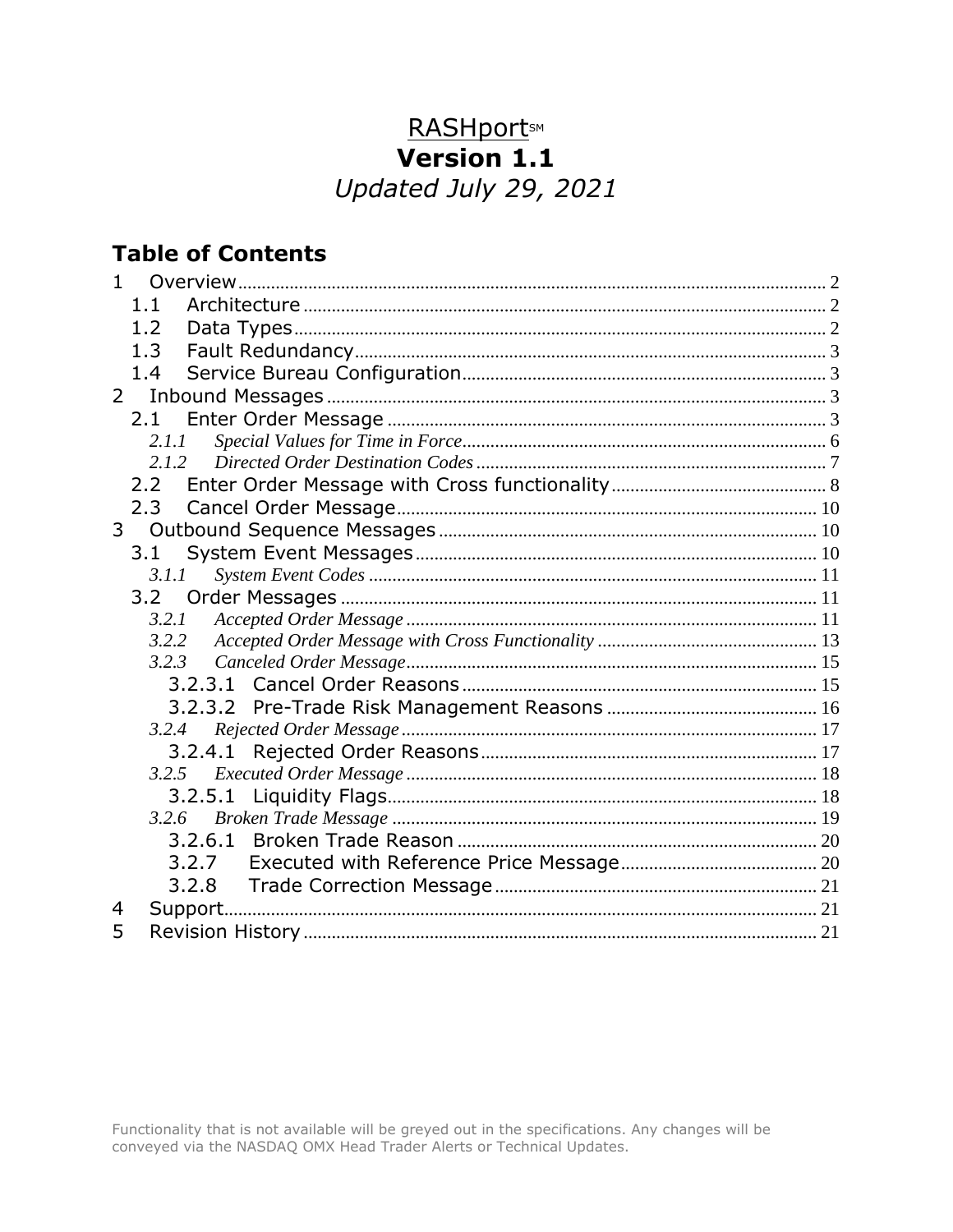# RASHport℠

# Version 1.1

*Updated July 29, 2021*

## Table of Contents

1 Overview ... 2
  1.1 Architecture ... 2
  1.2 Data Types ... 2
  1.3 Fault Redundancy ... 3
  1.4 Service Bureau Configuration ... 3
2 Inbound Messages ... 3
  2.1 Enter Order Message ... 3
    2.1.1 *Special Values for Time in Force* ... 6
    2.1.2 *Directed Order Destination Codes* ... 7
  2.2 Enter Order Message with Cross functionality ... 8
  2.3 Cancel Order Message ... 10
3 Outbound Sequence Messages ... 10
  3.1 System Event Messages ... 10
    3.1.1 *System Event Codes* ... 11
  3.2 Order Messages ... 11
    3.2.1 *Accepted Order Message* ... 11
    3.2.2 *Accepted Order Message with Cross Functionality* ... 13
    3.2.3 *Canceled Order Message* ... 15
      3.2.3.1 Cancel Order Reasons ... 15
      3.2.3.2 Pre-Trade Risk Management Reasons ... 16
    3.2.4 *Rejected Order Message* ... 17
      3.2.4.1 Rejected Order Reasons ... 17
    3.2.5 *Executed Order Message* ... 18
      3.2.5.1 Liquidity Flags ... 18
    3.2.6 *Broken Trade Message* ... 19
      3.2.6.1 Broken Trade Reason ... 20
      3.2.7 Executed with Reference Price Message ... 20
      3.2.8 Trade Correction Message ... 21
4 Support ... 21
5 Revision History ... 21

Functionality that is not available will be greyed out in the specifications. Any changes will be conveyed via the NASDAQ OMX Head Trader Alerts or Technical Updates.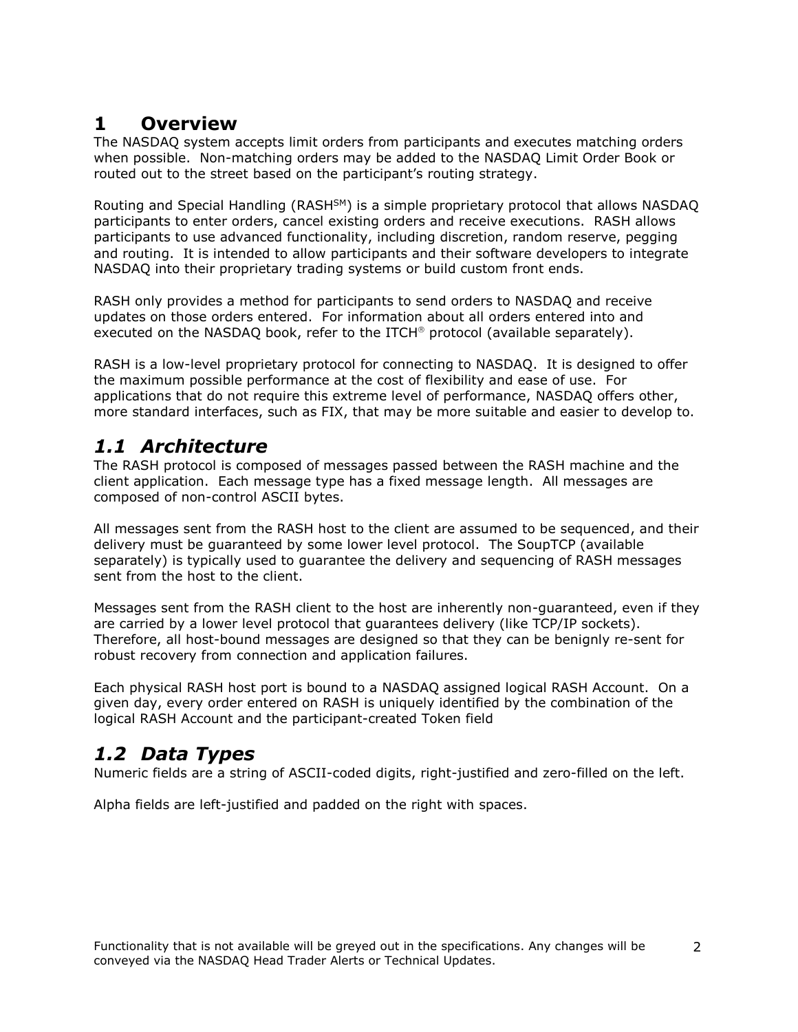# 1 Overview

The NASDAQ system accepts limit orders from participants and executes matching orders when possible. Non-matching orders may be added to the NASDAQ Limit Order Book or routed out to the street based on the participant's routing strategy.

Routing and Special Handling (RASH℠) is a simple proprietary protocol that allows NASDAQ participants to enter orders, cancel existing orders and receive executions. RASH allows participants to use advanced functionality, including discretion, random reserve, pegging and routing. It is intended to allow participants and their software developers to integrate NASDAQ into their proprietary trading systems or build custom front ends.

RASH only provides a method for participants to send orders to NASDAQ and receive updates on those orders entered. For information about all orders entered into and executed on the NASDAQ book, refer to the ITCH® protocol (available separately).

RASH is a low-level proprietary protocol for connecting to NASDAQ. It is designed to offer the maximum possible performance at the cost of flexibility and ease of use. For applications that do not require this extreme level of performance, NASDAQ offers other, more standard interfaces, such as FIX, that may be more suitable and easier to develop to.

## *1.1 Architecture*

The RASH protocol is composed of messages passed between the RASH machine and the client application. Each message type has a fixed message length. All messages are composed of non-control ASCII bytes.

All messages sent from the RASH host to the client are assumed to be sequenced, and their delivery must be guaranteed by some lower level protocol. The SoupTCP (available separately) is typically used to guarantee the delivery and sequencing of RASH messages sent from the host to the client.

Messages sent from the RASH client to the host are inherently non-guaranteed, even if they are carried by a lower level protocol that guarantees delivery (like TCP/IP sockets). Therefore, all host-bound messages are designed so that they can be benignly re-sent for robust recovery from connection and application failures.

Each physical RASH host port is bound to a NASDAQ assigned logical RASH Account. On a given day, every order entered on RASH is uniquely identified by the combination of the logical RASH Account and the participant-created Token field

## *1.2 Data Types*

Numeric fields are a string of ASCII-coded digits, right-justified and zero-filled on the left.

Alpha fields are left-justified and padded on the right with spaces.

Functionality that is not available will be greyed out in the specifications. Any changes will be conveyed via the NASDAQ Head Trader Alerts or Technical Updates.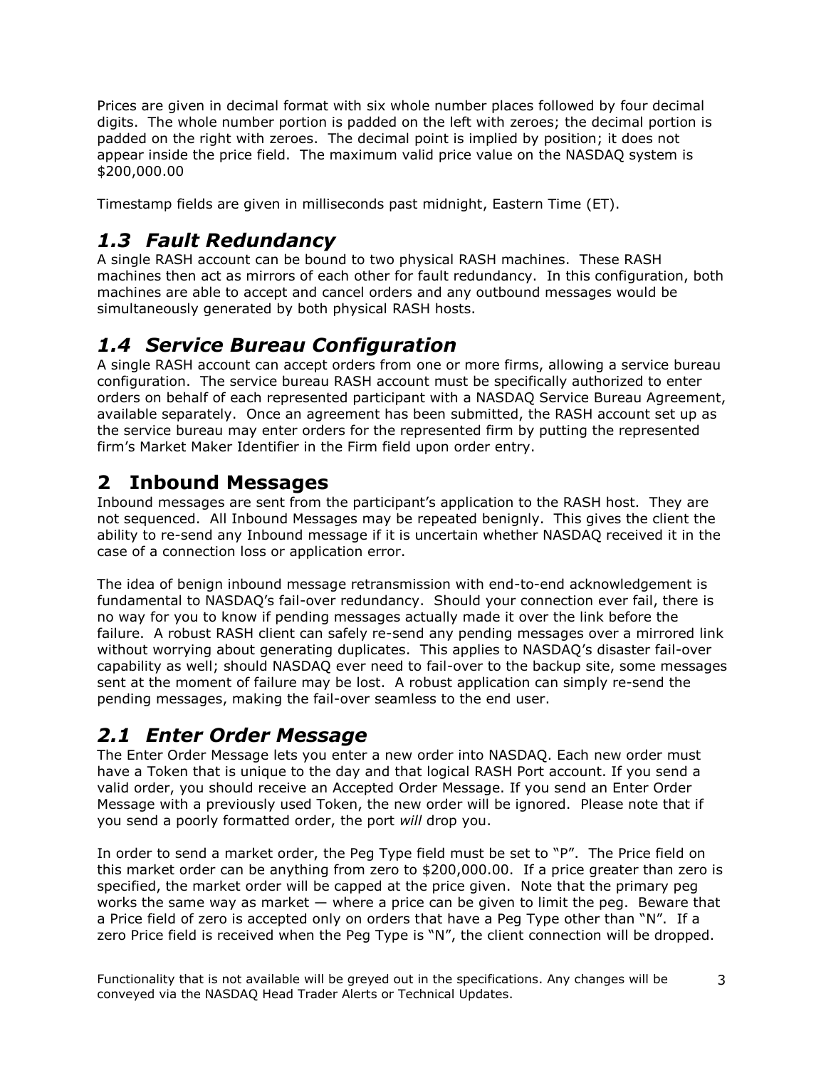Prices are given in decimal format with six whole number places followed by four decimal digits. The whole number portion is padded on the left with zeroes; the decimal portion is padded on the right with zeroes. The decimal point is implied by position; it does not appear inside the price field. The maximum valid price value on the NASDAQ system is $200,000.00

Timestamp fields are given in milliseconds past midnight, Eastern Time (ET).

## *1.3 Fault Redundancy*

A single RASH account can be bound to two physical RASH machines. These RASH machines then act as mirrors of each other for fault redundancy. In this configuration, both machines are able to accept and cancel orders and any outbound messages would be simultaneously generated by both physical RASH hosts.

## *1.4 Service Bureau Configuration*

A single RASH account can accept orders from one or more firms, allowing a service bureau configuration. The service bureau RASH account must be specifically authorized to enter orders on behalf of each represented participant with a NASDAQ Service Bureau Agreement, available separately. Once an agreement has been submitted, the RASH account set up as the service bureau may enter orders for the represented firm by putting the represented firm's Market Maker Identifier in the Firm field upon order entry.

# 2 Inbound Messages

Inbound messages are sent from the participant's application to the RASH host. They are not sequenced. All Inbound Messages may be repeated benignly. This gives the client the ability to re-send any Inbound message if it is uncertain whether NASDAQ received it in the case of a connection loss or application error.

The idea of benign inbound message retransmission with end-to-end acknowledgement is fundamental to NASDAQ's fail-over redundancy. Should your connection ever fail, there is no way for you to know if pending messages actually made it over the link before the failure. A robust RASH client can safely re-send any pending messages over a mirrored link without worrying about generating duplicates. This applies to NASDAQ's disaster fail-over capability as well; should NASDAQ ever need to fail-over to the backup site, some messages sent at the moment of failure may be lost. A robust application can simply re-send the pending messages, making the fail-over seamless to the end user.

## *2.1 Enter Order Message*

The Enter Order Message lets you enter a new order into NASDAQ. Each new order must have a Token that is unique to the day and that logical RASH Port account. If you send a valid order, you should receive an Accepted Order Message. If you send an Enter Order Message with a previously used Token, the new order will be ignored. Please note that if you send a poorly formatted order, the port *will* drop you.

In order to send a market order, the Peg Type field must be set to "P". The Price field on this market order can be anything from zero to $200,000.00. If a price greater than zero is specified, the market order will be capped at the price given. Note that the primary peg works the same way as market — where a price can be given to limit the peg. Beware that a Price field of zero is accepted only on orders that have a Peg Type other than "N". If a zero Price field is received when the Peg Type is "N", the client connection will be dropped.

Functionality that is not available will be greyed out in the specifications. Any changes will be conveyed via the NASDAQ Head Trader Alerts or Technical Updates.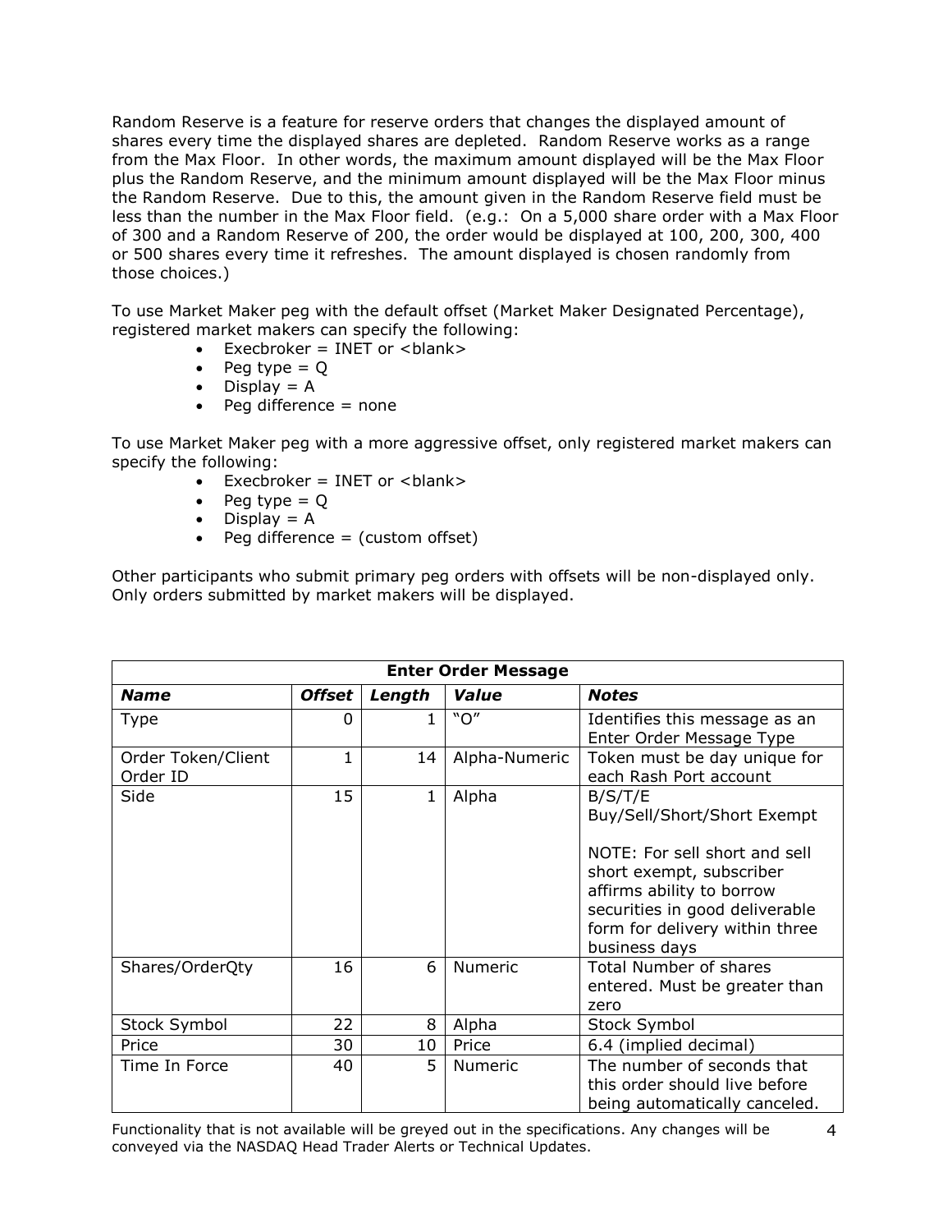Random Reserve is a feature for reserve orders that changes the displayed amount of shares every time the displayed shares are depleted. Random Reserve works as a range from the Max Floor. In other words, the maximum amount displayed will be the Max Floor plus the Random Reserve, and the minimum amount displayed will be the Max Floor minus the Random Reserve. Due to this, the amount given in the Random Reserve field must be less than the number in the Max Floor field. (e.g.: On a 5,000 share order with a Max Floor of 300 and a Random Reserve of 200, the order would be displayed at 100, 200, 300, 400 or 500 shares every time it refreshes. The amount displayed is chosen randomly from those choices.)

To use Market Maker peg with the default offset (Market Maker Designated Percentage), registered market makers can specify the following:

- Execbroker = INET or <blank>
- Peg type = Q
- Display = A
- Peg difference = none

To use Market Maker peg with a more aggressive offset, only registered market makers can specify the following:

- Execbroker = INET or <blank>
- Peg type = Q
- Display = A
- Peg difference = (custom offset)

Other participants who submit primary peg orders with offsets will be non-displayed only. Only orders submitted by market makers will be displayed.

| **Enter Order Message** | | | | |
|---|---|---|---|---|
| ***Name*** | ***Offset*** | ***Length*** | ***Value*** | ***Notes*** |
| Type | 0 | 1 | "O" | Identifies this message as an Enter Order Message Type |
| Order Token/Client Order ID | 1 | 14 | Alpha-Numeric | Token must be day unique for each Rash Port account |
| Side | 15 | 1 | Alpha | B/S/T/E Buy/Sell/Short/Short Exempt<br><br>NOTE: For sell short and sell short exempt, subscriber affirms ability to borrow securities in good deliverable form for delivery within three business days |
| Shares/OrderQty | 16 | 6 | Numeric | Total Number of shares entered. Must be greater than zero |
| Stock Symbol | 22 | 8 | Alpha | Stock Symbol |
| Price | 30 | 10 | Price | 6.4 (implied decimal) |
| Time In Force | 40 | 5 | Numeric | The number of seconds that this order should live before being automatically canceled. |

Functionality that is not available will be greyed out in the specifications. Any changes will be conveyed via the NASDAQ Head Trader Alerts or Technical Updates.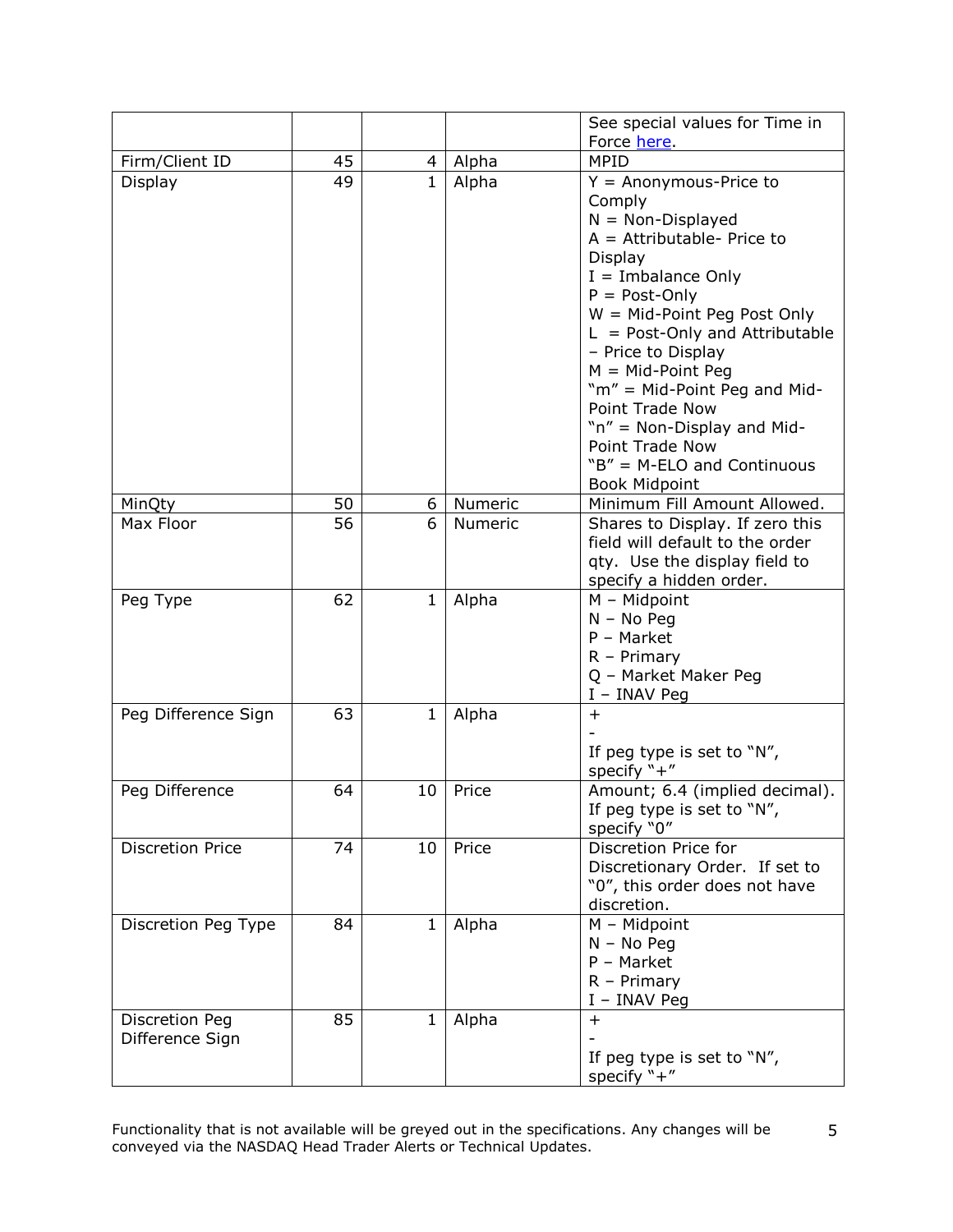| | | | | |
|---|---|---|---|---|
| | | | | See special values for Time in Force here. |
| Firm/Client ID | 45 | 4 | Alpha | MPID |
| Display | 49 | 1 | Alpha | Y = Anonymous-Price to Comply<br>N = Non-Displayed<br>A = Attributable- Price to Display<br>I = Imbalance Only<br>P = Post-Only<br>W = Mid-Point Peg Post Only<br>L = Post-Only and Attributable – Price to Display<br>M = Mid-Point Peg<br>"m" = Mid-Point Peg and Mid-Point Trade Now<br>"n" = Non-Display and Mid-Point Trade Now<br>"B" = M-ELO and Continuous Book Midpoint |
| MinQty | 50 | 6 | Numeric | Minimum Fill Amount Allowed. |
| Max Floor | 56 | 6 | Numeric | Shares to Display. If zero this field will default to the order qty. Use the display field to specify a hidden order. |
| Peg Type | 62 | 1 | Alpha | M – Midpoint<br>N – No Peg<br>P – Market<br>R – Primary<br>Q – Market Maker Peg<br>I – INAV Peg |
| Peg Difference Sign | 63 | 1 | Alpha | +<br>-<br>If peg type is set to "N", specify "+" |
| Peg Difference | 64 | 10 | Price | Amount; 6.4 (implied decimal). If peg type is set to "N", specify "0" |
| Discretion Price | 74 | 10 | Price | Discretion Price for Discretionary Order. If set to "0", this order does not have discretion. |
| Discretion Peg Type | 84 | 1 | Alpha | M – Midpoint<br>N – No Peg<br>P – Market<br>R – Primary<br>I – INAV Peg |
| Discretion Peg Difference Sign | 85 | 1 | Alpha | +<br>-<br>If peg type is set to "N", specify "+" |

Functionality that is not available will be greyed out in the specifications. Any changes will be conveyed via the NASDAQ Head Trader Alerts or Technical Updates.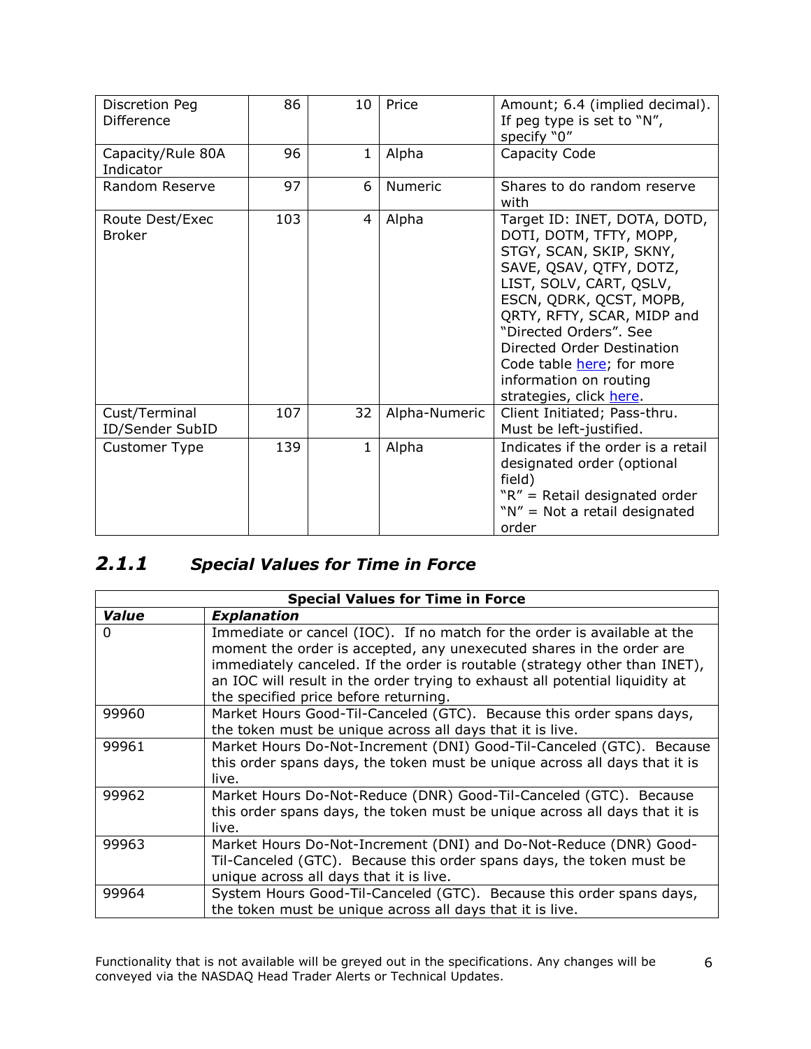| Discretion Peg Difference | 86 | 10 | Price | Amount; 6.4 (implied decimal). If peg type is set to "N", specify "0" |
|---|---|---|---|---|
| Capacity/Rule 80A Indicator | 96 | 1 | Alpha | Capacity Code |
| Random Reserve | 97 | 6 | Numeric | Shares to do random reserve with |
| Route Dest/Exec Broker | 103 | 4 | Alpha | Target ID: INET, DOTA, DOTD, DOTI, DOTM, TFTY, MOPP, STGY, SCAN, SKIP, SKNY, SAVE, QSAV, QTFY, DOTZ, LIST, SOLV, CART, QSLV, ESCN, QDRK, QCST, MOPB, QRTY, RFTY, SCAR, MIDP and "Directed Orders". See Directed Order Destination Code table here; for more information on routing strategies, click here. |
| Cust/Terminal ID/Sender SubID | 107 | 32 | Alpha-Numeric | Client Initiated; Pass-thru. Must be left-justified. |
| Customer Type | 139 | 1 | Alpha | Indicates if the order is a retail designated order (optional field) "R" = Retail designated order "N" = Not a retail designated order |

### *2.1.1 Special Values for Time in Force*

| **Special Values for Time in Force** | |
|---|---|
| ***Value*** | ***Explanation*** |
| 0 | Immediate or cancel (IOC). If no match for the order is available at the moment the order is accepted, any unexecuted shares in the order are immediately canceled. If the order is routable (strategy other than INET), an IOC will result in the order trying to exhaust all potential liquidity at the specified price before returning. |
| 99960 | Market Hours Good-Til-Canceled (GTC). Because this order spans days, the token must be unique across all days that it is live. |
| 99961 | Market Hours Do-Not-Increment (DNI) Good-Til-Canceled (GTC). Because this order spans days, the token must be unique across all days that it is live. |
| 99962 | Market Hours Do-Not-Reduce (DNR) Good-Til-Canceled (GTC). Because this order spans days, the token must be unique across all days that it is live. |
| 99963 | Market Hours Do-Not-Increment (DNI) and Do-Not-Reduce (DNR) Good-Til-Canceled (GTC). Because this order spans days, the token must be unique across all days that it is live. |
| 99964 | System Hours Good-Til-Canceled (GTC). Because this order spans days, the token must be unique across all days that it is live. |

Functionality that is not available will be greyed out in the specifications. Any changes will be conveyed via the NASDAQ Head Trader Alerts or Technical Updates.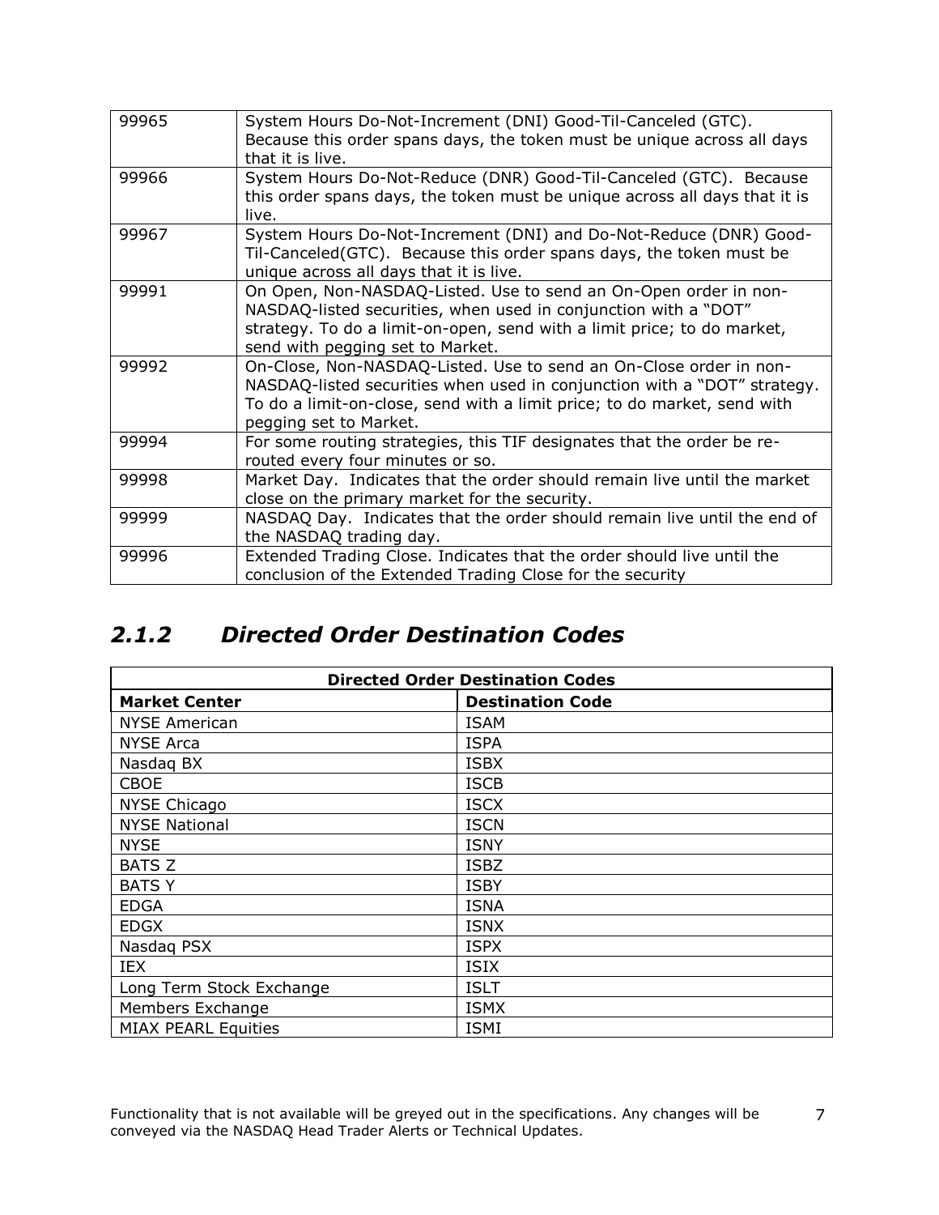| | |
|---|---|
| 99965 | System Hours Do-Not-Increment (DNI) Good-Til-Canceled (GTC). Because this order spans days, the token must be unique across all days that it is live. |
| 99966 | System Hours Do-Not-Reduce (DNR) Good-Til-Canceled (GTC). Because this order spans days, the token must be unique across all days that it is live. |
| 99967 | System Hours Do-Not-Increment (DNI) and Do-Not-Reduce (DNR) Good-Til-Canceled(GTC). Because this order spans days, the token must be unique across all days that it is live. |
| 99991 | On Open, Non-NASDAQ-Listed. Use to send an On-Open order in non-NASDAQ-listed securities, when used in conjunction with a "DOT" strategy. To do a limit-on-open, send with a limit price; to do market, send with pegging set to Market. |
| 99992 | On-Close, Non-NASDAQ-Listed. Use to send an On-Close order in non-NASDAQ-listed securities when used in conjunction with a "DOT" strategy. To do a limit-on-close, send with a limit price; to do market, send with pegging set to Market. |
| 99994 | For some routing strategies, this TIF designates that the order be re-routed every four minutes or so. |
| 99998 | Market Day. Indicates that the order should remain live until the market close on the primary market for the security. |
| 99999 | NASDAQ Day. Indicates that the order should remain live until the end of the NASDAQ trading day. |
| 99996 | Extended Trading Close. Indicates that the order should live until the conclusion of the Extended Trading Close for the security |

### *2.1.2 Directed Order Destination Codes*

| **Directed Order Destination Codes** | |
|---|---|
| **Market Center** | **Destination Code** |
| NYSE American | ISAM |
| NYSE Arca | ISPA |
| Nasdaq BX | ISBX |
| CBOE | ISCB |
| NYSE Chicago | ISCX |
| NYSE National | ISCN |
| NYSE | ISNY |
| BATS Z | ISBZ |
| BATS Y | ISBY |
| EDGA | ISNA |
| EDGX | ISNX |
| Nasdaq PSX | ISPX |
| IEX | ISIX |
| Long Term Stock Exchange | ISLT |
| Members Exchange | ISMX |
| MIAX PEARL Equities | ISMI |

Functionality that is not available will be greyed out in the specifications. Any changes will be conveyed via the NASDAQ Head Trader Alerts or Technical Updates.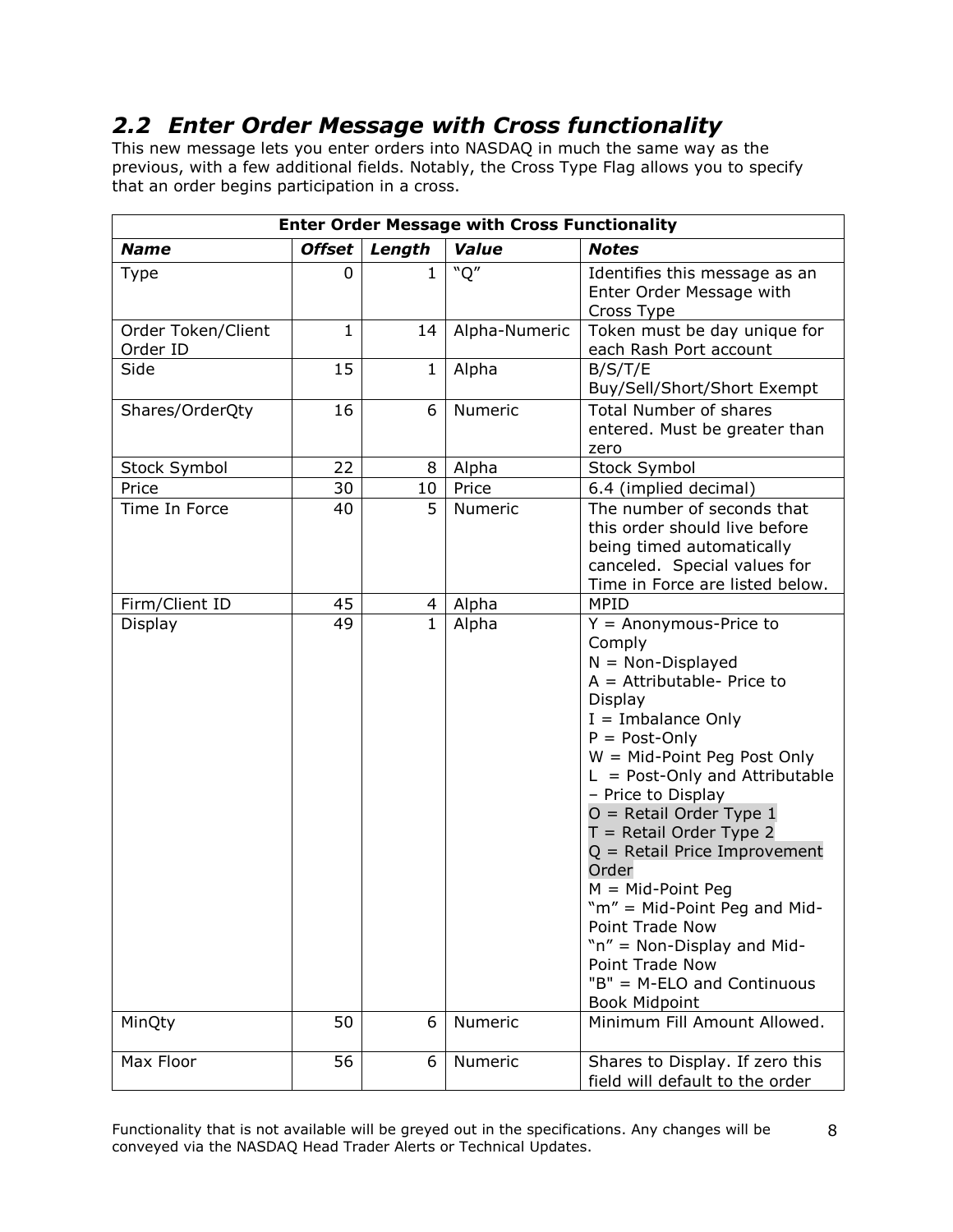## 2.2 Enter Order Message with Cross functionality

This new message lets you enter orders into NASDAQ in much the same way as the previous, with a few additional fields. Notably, the Cross Type Flag allows you to specify that an order begins participation in a cross.

| Enter Order Message with Cross Functionality | | | | |
|---|---|---|---|---|
| ***Name*** | ***Offset*** | ***Length*** | ***Value*** | ***Notes*** |
| Type | 0 | 1 | "Q" | Identifies this message as an Enter Order Message with Cross Type |
| Order Token/Client Order ID | 1 | 14 | Alpha-Numeric | Token must be day unique for each Rash Port account |
| Side | 15 | 1 | Alpha | B/S/T/E Buy/Sell/Short/Short Exempt |
| Shares/OrderQty | 16 | 6 | Numeric | Total Number of shares entered. Must be greater than zero |
| Stock Symbol | 22 | 8 | Alpha | Stock Symbol |
| Price | 30 | 10 | Price | 6.4 (implied decimal) |
| Time In Force | 40 | 5 | Numeric | The number of seconds that this order should live before being timed automatically canceled. Special values for Time in Force are listed below. |
| Firm/Client ID | 45 | 4 | Alpha | MPID |
| Display | 49 | 1 | Alpha | Y = Anonymous-Price to Comply<br>N = Non-Displayed<br>A = Attributable- Price to Display<br>I = Imbalance Only<br>P = Post-Only<br>W = Mid-Point Peg Post Only<br>L = Post-Only and Attributable – Price to Display<br>O = Retail Order Type 1<br>T = Retail Order Type 2<br>Q = Retail Price Improvement Order<br>M = Mid-Point Peg<br>"m" = Mid-Point Peg and Mid-Point Trade Now<br>"n" = Non-Display and Mid-Point Trade Now<br>"B" = M-ELO and Continuous Book Midpoint |
| MinQty | 50 | 6 | Numeric | Minimum Fill Amount Allowed. |
| Max Floor | 56 | 6 | Numeric | Shares to Display. If zero this field will default to the order |

Functionality that is not available will be greyed out in the specifications. Any changes will be conveyed via the NASDAQ Head Trader Alerts or Technical Updates.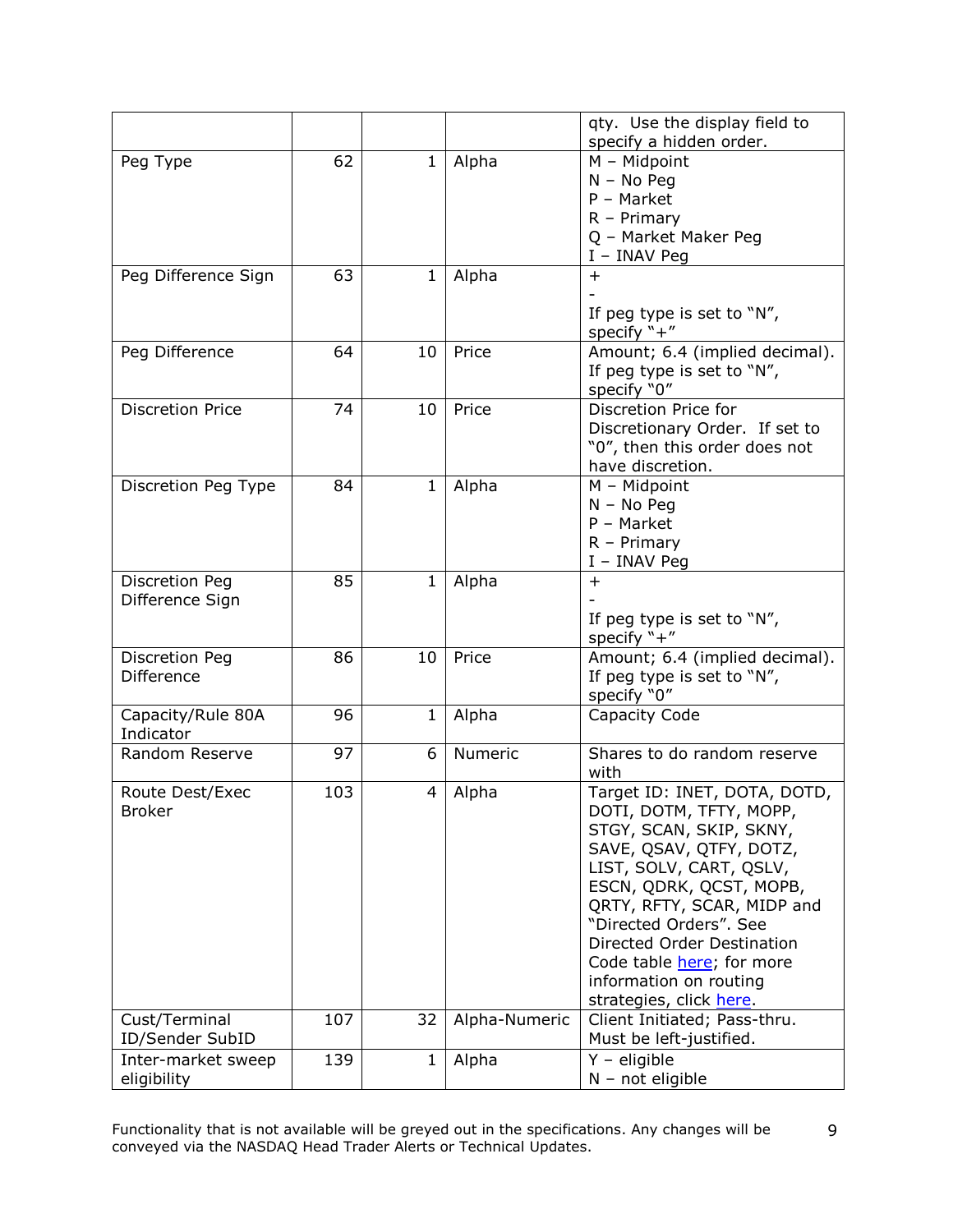| | | | | |
|---|---|---|---|---|
| | | | | qty. Use the display field to specify a hidden order. |
| Peg Type | 62 | 1 | Alpha | M – Midpoint<br>N – No Peg<br>P – Market<br>R – Primary<br>Q – Market Maker Peg<br>I – INAV Peg |
| Peg Difference Sign | 63 | 1 | Alpha | +<br>-<br>If peg type is set to "N", specify "+" |
| Peg Difference | 64 | 10 | Price | Amount; 6.4 (implied decimal). If peg type is set to "N", specify "0" |
| Discretion Price | 74 | 10 | Price | Discretion Price for Discretionary Order. If set to "0", then this order does not have discretion. |
| Discretion Peg Type | 84 | 1 | Alpha | M – Midpoint<br>N – No Peg<br>P – Market<br>R – Primary<br>I – INAV Peg |
| Discretion Peg Difference Sign | 85 | 1 | Alpha | +<br>-<br>If peg type is set to "N", specify "+" |
| Discretion Peg Difference | 86 | 10 | Price | Amount; 6.4 (implied decimal). If peg type is set to "N", specify "0" |
| Capacity/Rule 80A Indicator | 96 | 1 | Alpha | Capacity Code |
| Random Reserve | 97 | 6 | Numeric | Shares to do random reserve with |
| Route Dest/Exec Broker | 103 | 4 | Alpha | Target ID: INET, DOTA, DOTD, DOTI, DOTM, TFTY, MOPP, STGY, SCAN, SKIP, SKNY, SAVE, QSAV, QTFY, DOTZ, LIST, SOLV, CART, QSLV, ESCN, QDRK, QCST, MOPB, QRTY, RFTY, SCAR, MIDP and "Directed Orders". See Directed Order Destination Code table here; for more information on routing strategies, click here. |
| Cust/Terminal ID/Sender SubID | 107 | 32 | Alpha-Numeric | Client Initiated; Pass-thru. Must be left-justified. |
| Inter-market sweep eligibility | 139 | 1 | Alpha | Y – eligible<br>N – not eligible |

Functionality that is not available will be greyed out in the specifications. Any changes will be conveyed via the NASDAQ Head Trader Alerts or Technical Updates.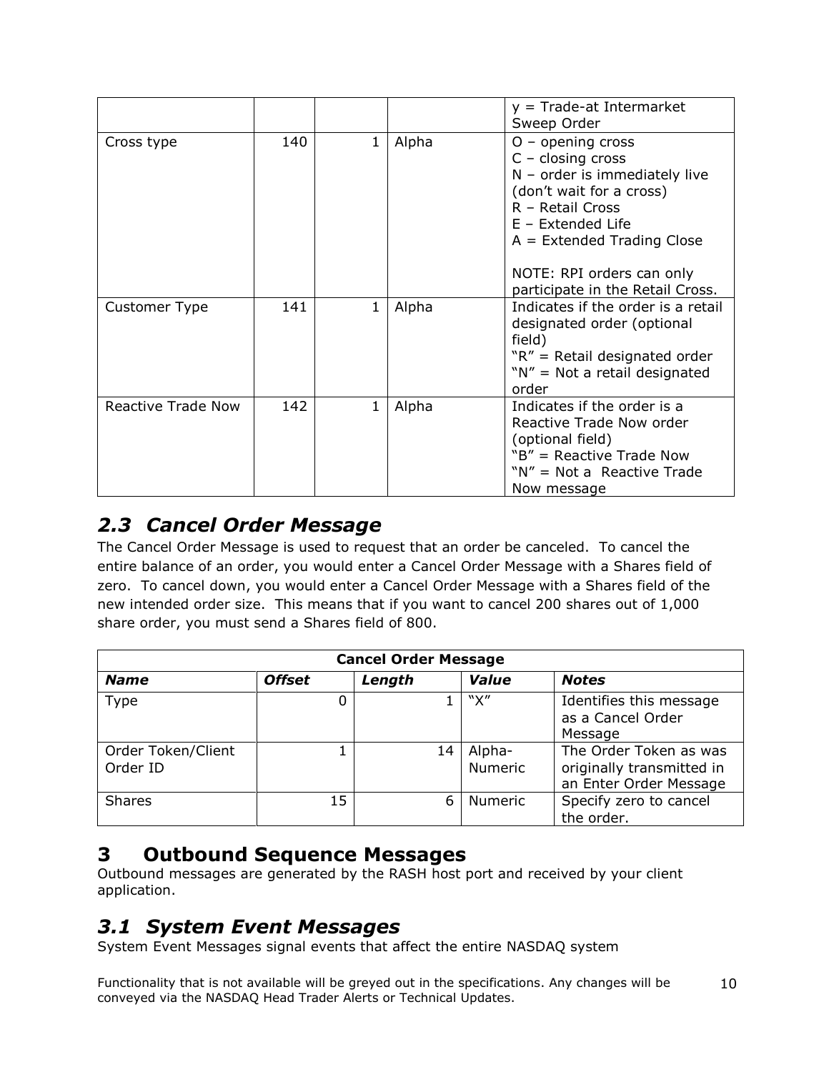|  |  |  |  | y = Trade-at Intermarket Sweep Order |
|---|---|---|---|---|
| Cross type | 140 | 1 | Alpha | O – opening cross<br>C – closing cross<br>N – order is immediately live (don't wait for a cross)<br>R – Retail Cross<br>E – Extended Life<br>A = Extended Trading Close<br><br>NOTE: RPI orders can only participate in the Retail Cross. |
| Customer Type | 141 | 1 | Alpha | Indicates if the order is a retail designated order (optional field)<br>"R" = Retail designated order<br>"N" = Not a retail designated order |
| Reactive Trade Now | 142 | 1 | Alpha | Indicates if the order is a Reactive Trade Now order (optional field)<br>"B" = Reactive Trade Now<br>"N" = Not a Reactive Trade Now message |

## *2.3 Cancel Order Message*

The Cancel Order Message is used to request that an order be canceled. To cancel the entire balance of an order, you would enter a Cancel Order Message with a Shares field of zero. To cancel down, you would enter a Cancel Order Message with a Shares field of the new intended order size. This means that if you want to cancel 200 shares out of 1,000 share order, you must send a Shares field of 800.

| **Cancel Order Message** | | | | |
|---|---|---|---|---|
| ***Name*** | ***Offset*** | ***Length*** | ***Value*** | ***Notes*** |
| Type | 0 | 1 | "X" | Identifies this message as a Cancel Order Message |
| Order Token/Client Order ID | 1 | 14 | Alpha-Numeric | The Order Token as was originally transmitted in an Enter Order Message |
| Shares | 15 | 6 | Numeric | Specify zero to cancel the order. |

# 3 Outbound Sequence Messages

Outbound messages are generated by the RASH host port and received by your client application.

## *3.1 System Event Messages*

System Event Messages signal events that affect the entire NASDAQ system

Functionality that is not available will be greyed out in the specifications. Any changes will be conveyed via the NASDAQ Head Trader Alerts or Technical Updates.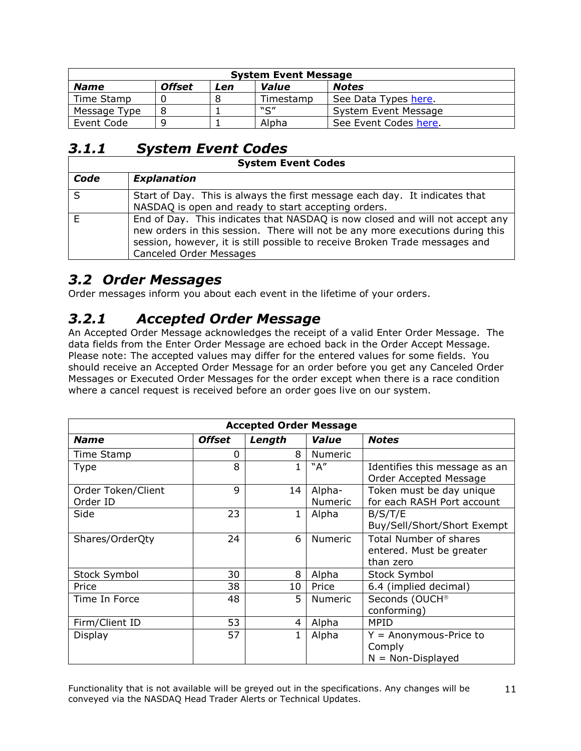| System Event Message | | | | |
|---|---|---|---|---|
| ***Name*** | ***Offset*** | ***Len*** | ***Value*** | ***Notes*** |
| Time Stamp | 0 | 8 | Timestamp | See Data Types here. |
| Message Type | 8 | 1 | "S" | System Event Message |
| Event Code | 9 | 1 | Alpha | See Event Codes here. |

### *3.1.1 System Event Codes*

| System Event Codes | |
|---|---|
| ***Code*** | ***Explanation*** |
| S | Start of Day. This is always the first message each day. It indicates that NASDAQ is open and ready to start accepting orders. |
| E | End of Day. This indicates that NASDAQ is now closed and will not accept any new orders in this session. There will not be any more executions during this session, however, it is still possible to receive Broken Trade messages and Canceled Order Messages |

## *3.2 Order Messages*

Order messages inform you about each event in the lifetime of your orders.

### *3.2.1 Accepted Order Message*

An Accepted Order Message acknowledges the receipt of a valid Enter Order Message. The data fields from the Enter Order Message are echoed back in the Order Accept Message. Please note: The accepted values may differ for the entered values for some fields. You should receive an Accepted Order Message for an order before you get any Canceled Order Messages or Executed Order Messages for the order except when there is a race condition where a cancel request is received before an order goes live on our system.

| Accepted Order Message | | | | |
|---|---|---|---|---|
| ***Name*** | ***Offset*** | ***Length*** | ***Value*** | ***Notes*** |
| Time Stamp | 0 | 8 | Numeric | |
| Type | 8 | 1 | "A" | Identifies this message as an Order Accepted Message |
| Order Token/Client Order ID | 9 | 14 | Alpha-Numeric | Token must be day unique for each RASH Port account |
| Side | 23 | 1 | Alpha | B/S/T/E Buy/Sell/Short/Short Exempt |
| Shares/OrderQty | 24 | 6 | Numeric | Total Number of shares entered. Must be greater than zero |
| Stock Symbol | 30 | 8 | Alpha | Stock Symbol |
| Price | 38 | 10 | Price | 6.4 (implied decimal) |
| Time In Force | 48 | 5 | Numeric | Seconds (OUCH® conforming) |
| Firm/Client ID | 53 | 4 | Alpha | MPID |
| Display | 57 | 1 | Alpha | Y = Anonymous-Price to Comply N = Non-Displayed |

Functionality that is not available will be greyed out in the specifications. Any changes will be conveyed via the NASDAQ Head Trader Alerts or Technical Updates.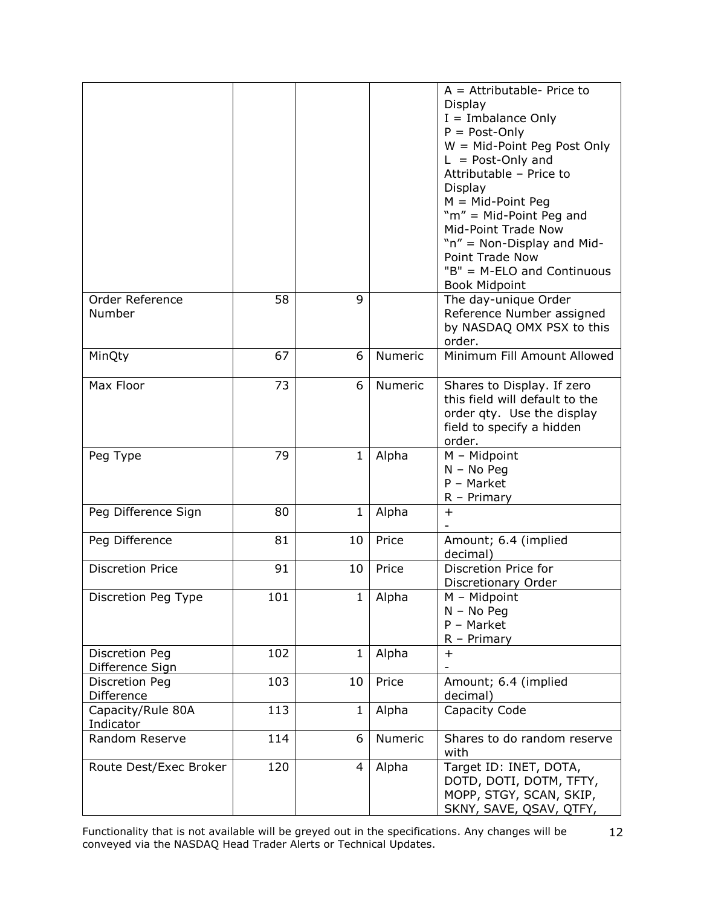| | | | | A = Attributable- Price to Display<br>I = Imbalance Only<br>P = Post-Only<br>W = Mid-Point Peg Post Only<br>L = Post-Only and Attributable – Price to Display<br>M = Mid-Point Peg<br>"m" = Mid-Point Peg and Mid-Point Trade Now<br>"n" = Non-Display and Mid-Point Trade Now<br>"B" = M-ELO and Continuous Book Midpoint |
|---|---|---|---|---|
| Order Reference Number | 58 | 9 | | The day-unique Order Reference Number assigned by NASDAQ OMX PSX to this order. |
| MinQty | 67 | 6 | Numeric | Minimum Fill Amount Allowed |
| Max Floor | 73 | 6 | Numeric | Shares to Display. If zero this field will default to the order qty. Use the display field to specify a hidden order. |
| Peg Type | 79 | 1 | Alpha | M – Midpoint<br>N – No Peg<br>P – Market<br>R – Primary |
| Peg Difference Sign | 80 | 1 | Alpha | +<br>- |
| Peg Difference | 81 | 10 | Price | Amount; 6.4 (implied decimal) |
| Discretion Price | 91 | 10 | Price | Discretion Price for Discretionary Order |
| Discretion Peg Type | 101 | 1 | Alpha | M – Midpoint<br>N – No Peg<br>P – Market<br>R – Primary |
| Discretion Peg Difference Sign | 102 | 1 | Alpha | +<br>- |
| Discretion Peg Difference | 103 | 10 | Price | Amount; 6.4 (implied decimal) |
| Capacity/Rule 80A Indicator | 113 | 1 | Alpha | Capacity Code |
| Random Reserve | 114 | 6 | Numeric | Shares to do random reserve with |
| Route Dest/Exec Broker | 120 | 4 | Alpha | Target ID: INET, DOTA, DOTD, DOTI, DOTM, TFTY, MOPP, STGY, SCAN, SKIP, SKNY, SAVE, QSAV, QTFY, |

Functionality that is not available will be greyed out in the specifications. Any changes will be conveyed via the NASDAQ Head Trader Alerts or Technical Updates.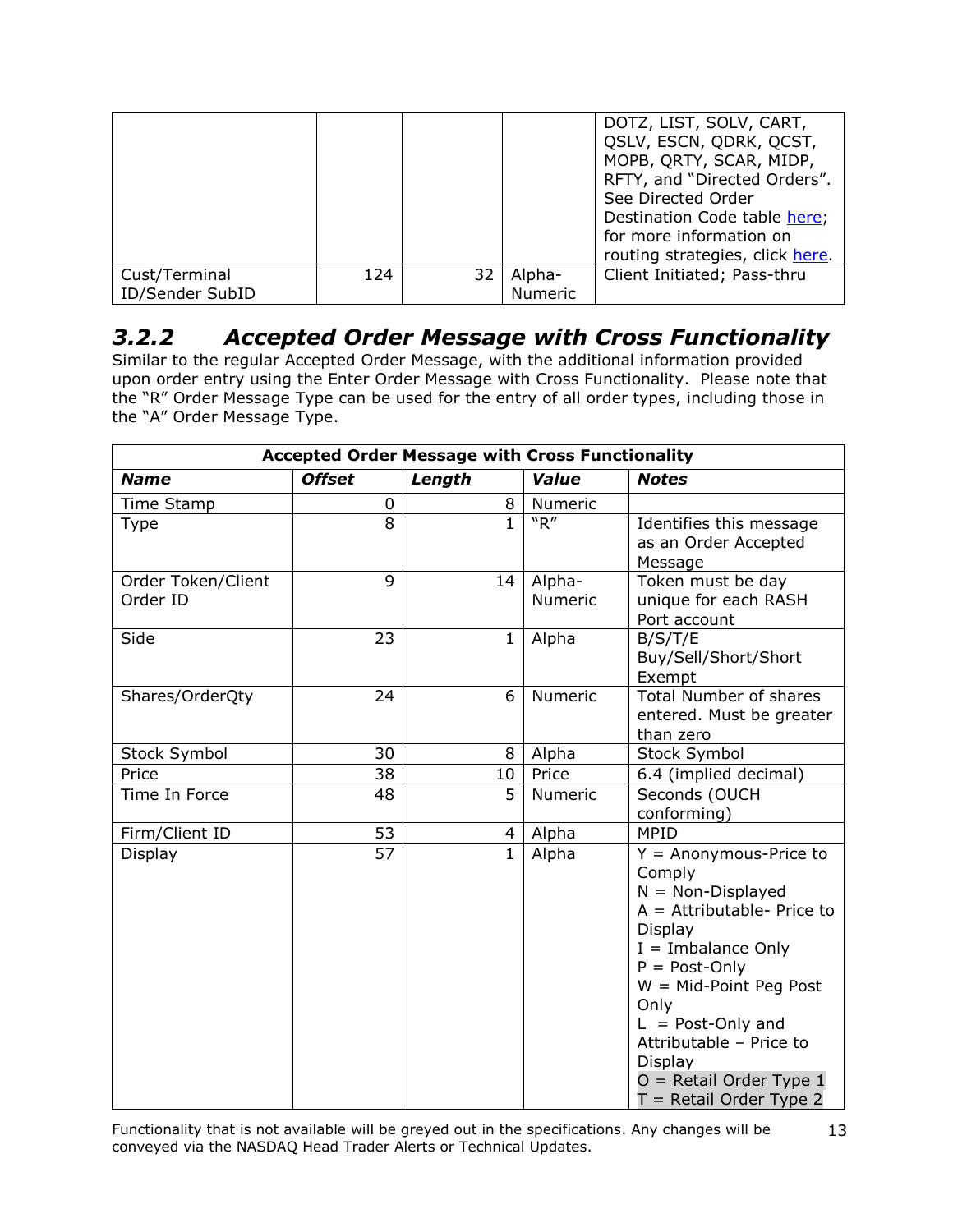| | | | | DOTZ, LIST, SOLV, CART, QSLV, ESCN, QDRK, QCST, MOPB, QRTY, SCAR, MIDP, RFTY, and "Directed Orders". See Directed Order Destination Code table here; for more information on routing strategies, click here. |
|---|---|---|---|---|
| Cust/Terminal ID/Sender SubID | 124 | 32 | Alpha-Numeric | Client Initiated; Pass-thru |

### 3.2.2 Accepted Order Message with Cross Functionality

Similar to the regular Accepted Order Message, with the additional information provided upon order entry using the Enter Order Message with Cross Functionality. Please note that the "R" Order Message Type can be used for the entry of all order types, including those in the "A" Order Message Type.

| Accepted Order Message with Cross Functionality | | | | |
|---|---|---|---|---|
| ***Name*** | ***Offset*** | ***Length*** | ***Value*** | ***Notes*** |
| Time Stamp | 0 | 8 | Numeric | |
| Type | 8 | 1 | "R" | Identifies this message as an Order Accepted Message |
| Order Token/Client Order ID | 9 | 14 | Alpha-Numeric | Token must be day unique for each RASH Port account |
| Side | 23 | 1 | Alpha | B/S/T/E Buy/Sell/Short/Short Exempt |
| Shares/OrderQty | 24 | 6 | Numeric | Total Number of shares entered. Must be greater than zero |
| Stock Symbol | 30 | 8 | Alpha | Stock Symbol |
| Price | 38 | 10 | Price | 6.4 (implied decimal) |
| Time In Force | 48 | 5 | Numeric | Seconds (OUCH conforming) |
| Firm/Client ID | 53 | 4 | Alpha | MPID |
| Display | 57 | 1 | Alpha | Y = Anonymous-Price to Comply<br>N = Non-Displayed<br>A = Attributable- Price to Display<br>I = Imbalance Only<br>P = Post-Only<br>W = Mid-Point Peg Post Only<br>L = Post-Only and Attributable – Price to Display<br>O = Retail Order Type 1<br>T = Retail Order Type 2 |

Functionality that is not available will be greyed out in the specifications. Any changes will be conveyed via the NASDAQ Head Trader Alerts or Technical Updates.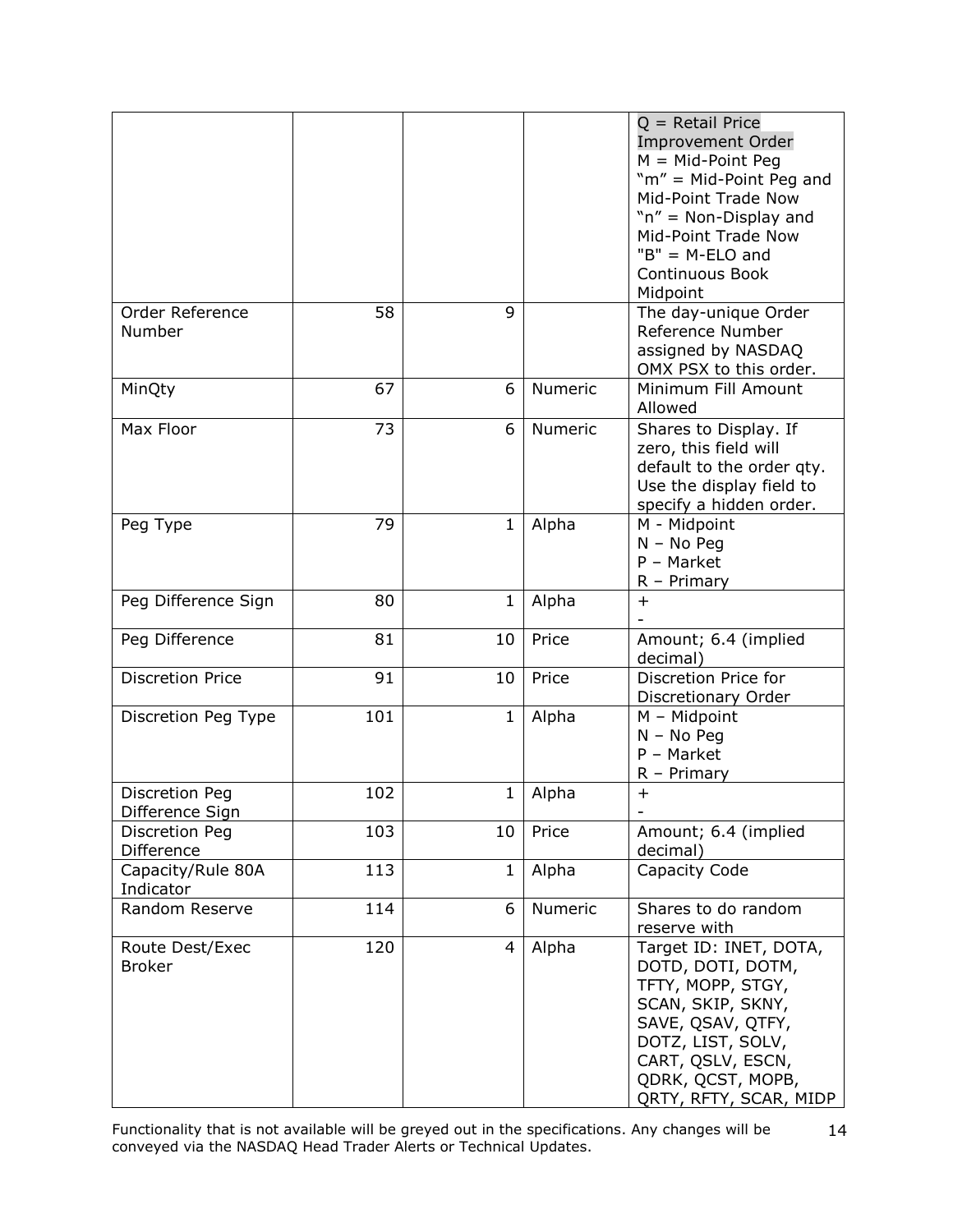| | | | | Q = Retail Price Improvement Order<br>M = Mid-Point Peg<br>"m" = Mid-Point Peg and Mid-Point Trade Now<br>"n" = Non-Display and Mid-Point Trade Now<br>"B" = M-ELO and Continuous Book Midpoint |
|---|---|---|---|---|
| Order Reference Number | 58 | 9 | | The day-unique Order Reference Number assigned by NASDAQ OMX PSX to this order. |
| MinQty | 67 | 6 | Numeric | Minimum Fill Amount Allowed |
| Max Floor | 73 | 6 | Numeric | Shares to Display. If zero, this field will default to the order qty. Use the display field to specify a hidden order. |
| Peg Type | 79 | 1 | Alpha | M - Midpoint<br>N – No Peg<br>P – Market<br>R – Primary |
| Peg Difference Sign | 80 | 1 | Alpha | +<br>- |
| Peg Difference | 81 | 10 | Price | Amount; 6.4 (implied decimal) |
| Discretion Price | 91 | 10 | Price | Discretion Price for Discretionary Order |
| Discretion Peg Type | 101 | 1 | Alpha | M – Midpoint<br>N – No Peg<br>P – Market<br>R – Primary |
| Discretion Peg Difference Sign | 102 | 1 | Alpha | +<br>- |
| Discretion Peg Difference | 103 | 10 | Price | Amount; 6.4 (implied decimal) |
| Capacity/Rule 80A Indicator | 113 | 1 | Alpha | Capacity Code |
| Random Reserve | 114 | 6 | Numeric | Shares to do random reserve with |
| Route Dest/Exec Broker | 120 | 4 | Alpha | Target ID: INET, DOTA, DOTD, DOTI, DOTM, TFTY, MOPP, STGY, SCAN, SKIP, SKNY, SAVE, QSAV, QTFY, DOTZ, LIST, SOLV, CART, QSLV, ESCN, QDRK, QCST, MOPB, QRTY, RFTY, SCAR, MIDP |

Functionality that is not available will be greyed out in the specifications. Any changes will be conveyed via the NASDAQ Head Trader Alerts or Technical Updates.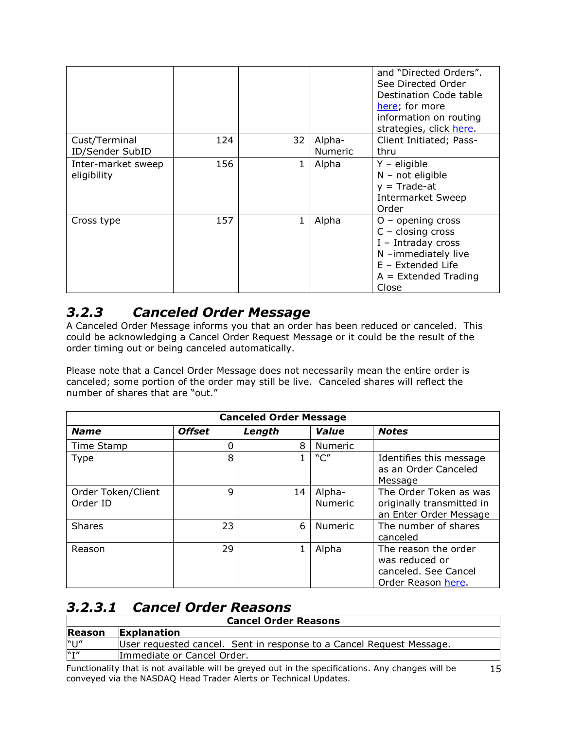| | | | | and "Directed Orders". See Directed Order Destination Code table here; for more information on routing strategies, click here. |
|---|---|---|---|---|
| Cust/Terminal ID/Sender SubID | 124 | 32 | Alpha-Numeric | Client Initiated; Pass-thru |
| Inter-market sweep eligibility | 156 | 1 | Alpha | Y – eligible<br>N – not eligible<br>y = Trade-at Intermarket Sweep Order |
| Cross type | 157 | 1 | Alpha | O – opening cross<br>C – closing cross<br>I – Intraday cross<br>N –immediately live<br>E – Extended Life<br>A = Extended Trading Close |

### *3.2.3 Canceled Order Message*

A Canceled Order Message informs you that an order has been reduced or canceled. This could be acknowledging a Cancel Order Request Message or it could be the result of the order timing out or being canceled automatically.

Please note that a Cancel Order Message does not necessarily mean the entire order is canceled; some portion of the order may still be live. Canceled shares will reflect the number of shares that are "out."

| Canceled Order Message | | | | |
|---|---|---|---|---|
| ***Name*** | ***Offset*** | ***Length*** | ***Value*** | ***Notes*** |
| Time Stamp | 0 | 8 | Numeric | |
| Type | 8 | 1 | "C" | Identifies this message as an Order Canceled Message |
| Order Token/Client Order ID | 9 | 14 | Alpha-Numeric | The Order Token as was originally transmitted in an Enter Order Message |
| Shares | 23 | 6 | Numeric | The number of shares canceled |
| Reason | 29 | 1 | Alpha | The reason the order was reduced or canceled. See Cancel Order Reason here. |

#### *3.2.3.1 Cancel Order Reasons*

| Cancel Order Reasons | |
|---|---|
| **Reason** | **Explanation** |
| "U" | User requested cancel. Sent in response to a Cancel Request Message. |
| "I" | Immediate or Cancel Order. |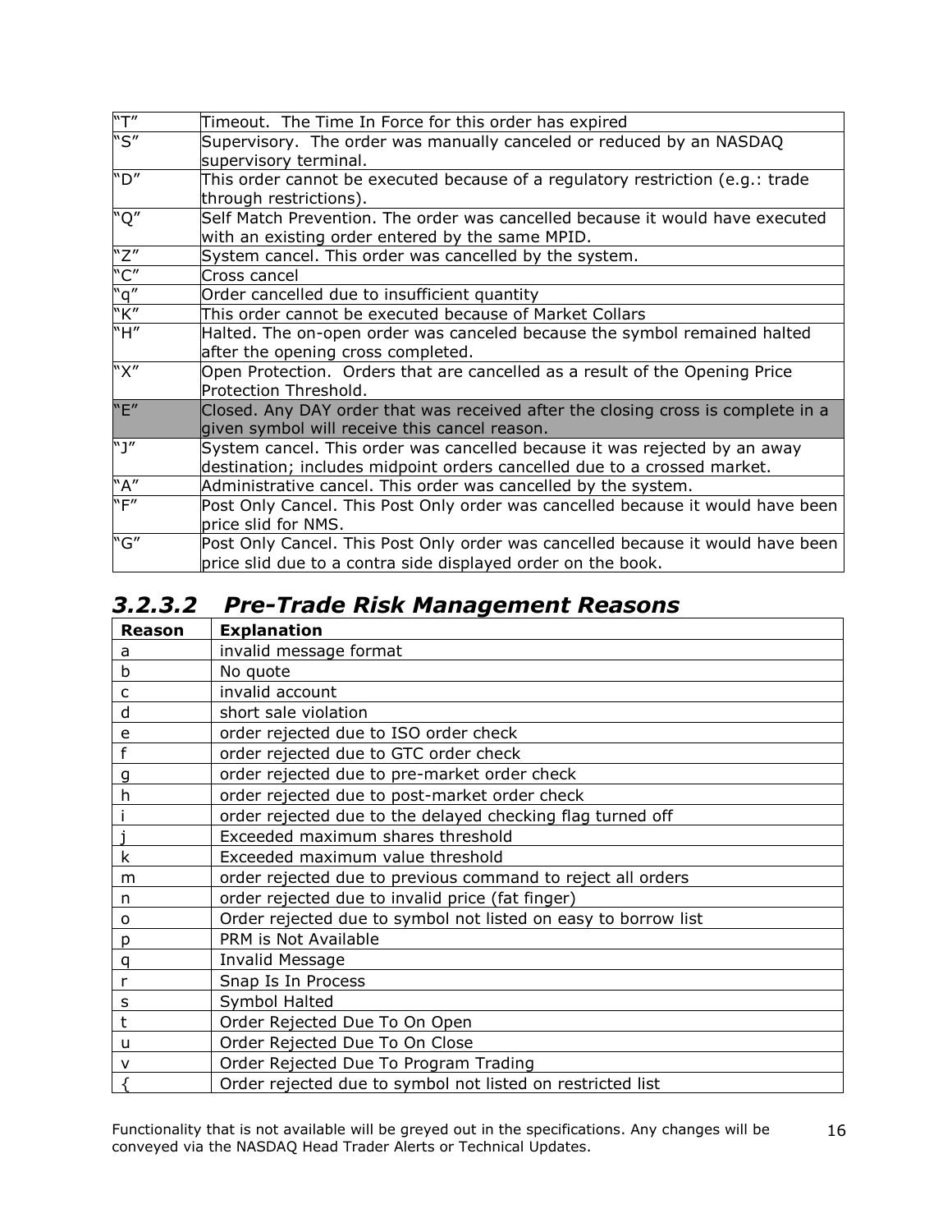| | |
|---|---|
| "T" | Timeout. The Time In Force for this order has expired |
| "S" | Supervisory. The order was manually canceled or reduced by an NASDAQ supervisory terminal. |
| "D" | This order cannot be executed because of a regulatory restriction (e.g.: trade through restrictions). |
| "Q" | Self Match Prevention. The order was cancelled because it would have executed with an existing order entered by the same MPID. |
| "Z" | System cancel. This order was cancelled by the system. |
| "C" | Cross cancel |
| "q" | Order cancelled due to insufficient quantity |
| "K" | This order cannot be executed because of Market Collars |
| "H" | Halted. The on-open order was canceled because the symbol remained halted after the opening cross completed. |
| "X" | Open Protection. Orders that are cancelled as a result of the Opening Price Protection Threshold. |
| "E" | Closed. Any DAY order that was received after the closing cross is complete in a given symbol will receive this cancel reason. |
| "J" | System cancel. This order was cancelled because it was rejected by an away destination; includes midpoint orders cancelled due to a crossed market. |
| "A" | Administrative cancel. This order was cancelled by the system. |
| "F" | Post Only Cancel. This Post Only order was cancelled because it would have been price slid for NMS. |
| "G" | Post Only Cancel. This Post Only order was cancelled because it would have been price slid due to a contra side displayed order on the book. |

### *3.2.3.2 Pre-Trade Risk Management Reasons*

| Reason | Explanation |
|---|---|
| a | invalid message format |
| b | No quote |
| c | invalid account |
| d | short sale violation |
| e | order rejected due to ISO order check |
| f | order rejected due to GTC order check |
| g | order rejected due to pre-market order check |
| h | order rejected due to post-market order check |
| i | order rejected due to the delayed checking flag turned off |
| j | Exceeded maximum shares threshold |
| k | Exceeded maximum value threshold |
| m | order rejected due to previous command to reject all orders |
| n | order rejected due to invalid price (fat finger) |
| o | Order rejected due to symbol not listed on easy to borrow list |
| p | PRM is Not Available |
| q | Invalid Message |
| r | Snap Is In Process |
| s | Symbol Halted |
| t | Order Rejected Due To On Open |
| u | Order Rejected Due To On Close |
| v | Order Rejected Due To Program Trading |
| { | Order rejected due to symbol not listed on restricted list |

Functionality that is not available will be greyed out in the specifications. Any changes will be conveyed via the NASDAQ Head Trader Alerts or Technical Updates.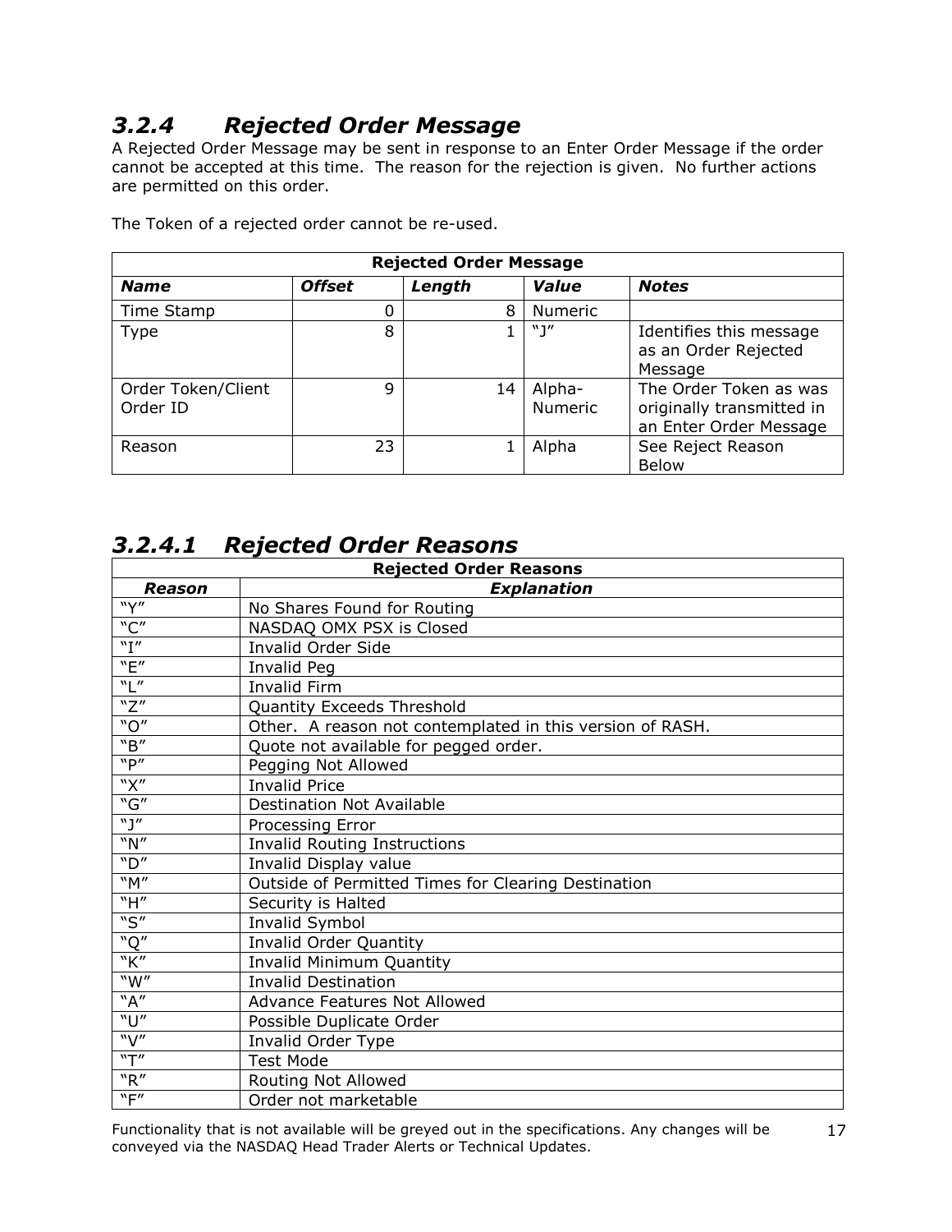### 3.2.4 Rejected Order Message

A Rejected Order Message may be sent in response to an Enter Order Message if the order cannot be accepted at this time. The reason for the rejection is given. No further actions are permitted on this order.

The Token of a rejected order cannot be re-used.

| Rejected Order Message | | | | |
|---|---|---|---|---|
| ***Name*** | ***Offset*** | ***Length*** | ***Value*** | ***Notes*** |
| Time Stamp | 0 | 8 | Numeric | |
| Type | 8 | 1 | "J" | Identifies this message as an Order Rejected Message |
| Order Token/Client Order ID | 9 | 14 | Alpha-Numeric | The Order Token as was originally transmitted in an Enter Order Message |
| Reason | 23 | 1 | Alpha | See Reject Reason Below |

#### 3.2.4.1 Rejected Order Reasons

| Rejected Order Reasons | |
|---|---|
| ***Reason*** | ***Explanation*** |
| "Y" | No Shares Found for Routing |
| "C" | NASDAQ OMX PSX is Closed |
| "I" | Invalid Order Side |
| "E" | Invalid Peg |
| "L" | Invalid Firm |
| "Z" | Quantity Exceeds Threshold |
| "O" | Other. A reason not contemplated in this version of RASH. |
| "B" | Quote not available for pegged order. |
| "P" | Pegging Not Allowed |
| "X" | Invalid Price |
| "G" | Destination Not Available |
| "J" | Processing Error |
| "N" | Invalid Routing Instructions |
| "D" | Invalid Display value |
| "M" | Outside of Permitted Times for Clearing Destination |
| "H" | Security is Halted |
| "S" | Invalid Symbol |
| "Q" | Invalid Order Quantity |
| "K" | Invalid Minimum Quantity |
| "W" | Invalid Destination |
| "A" | Advance Features Not Allowed |
| "U" | Possible Duplicate Order |
| "V" | Invalid Order Type |
| "T" | Test Mode |
| "R" | Routing Not Allowed |
| "F" | Order not marketable |

Functionality that is not available will be greyed out in the specifications. Any changes will be conveyed via the NASDAQ Head Trader Alerts or Technical Updates.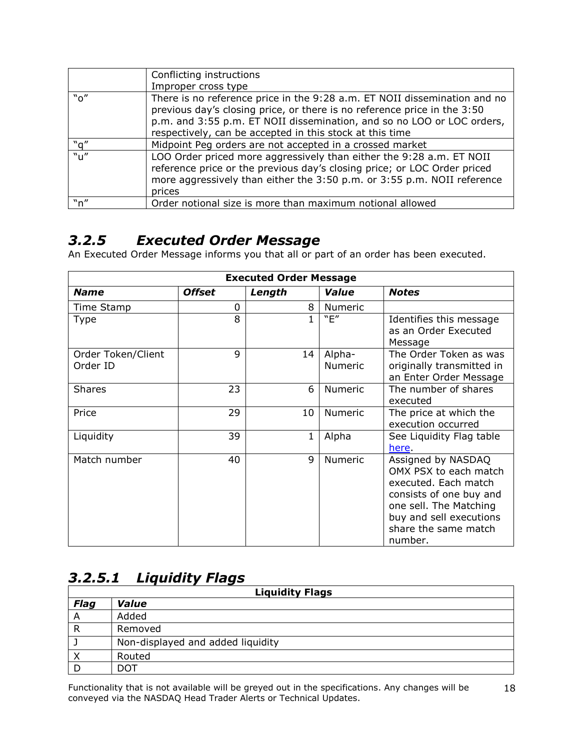| | |
|---|---|
| | Conflicting instructions<br>Improper cross type |
| "o" | There is no reference price in the 9:28 a.m. ET NOII dissemination and no previous day's closing price, or there is no reference price in the 3:50 p.m. and 3:55 p.m. ET NOII dissemination, and so no LOO or LOC orders, respectively, can be accepted in this stock at this time |
| "q" | Midpoint Peg orders are not accepted in a crossed market |
| "u" | LOO Order priced more aggressively than either the 9:28 a.m. ET NOII reference price or the previous day's closing price; or LOC Order priced more aggressively than either the 3:50 p.m. or 3:55 p.m. NOII reference prices |
| "n" | Order notional size is more than maximum notional allowed |

### *3.2.5 Executed Order Message*

An Executed Order Message informs you that all or part of an order has been executed.

| **Executed Order Message** | | | | |
|---|---|---|---|---|
| ***Name*** | ***Offset*** | ***Length*** | ***Value*** | ***Notes*** |
| Time Stamp | 0 | 8 | Numeric | |
| Type | 8 | 1 | "E" | Identifies this message as an Order Executed Message |
| Order Token/Client Order ID | 9 | 14 | Alpha-Numeric | The Order Token as was originally transmitted in an Enter Order Message |
| Shares | 23 | 6 | Numeric | The number of shares executed |
| Price | 29 | 10 | Numeric | The price at which the execution occurred |
| Liquidity | 39 | 1 | Alpha | See Liquidity Flag table here. |
| Match number | 40 | 9 | Numeric | Assigned by NASDAQ OMX PSX to each match executed. Each match consists of one buy and one sell. The Matching buy and sell executions share the same match number. |

### *3.2.5.1 Liquidity Flags*

| **Liquidity Flags** | |
|---|---|
| ***Flag*** | ***Value*** |
| A | Added |
| R | Removed |
| J | Non-displayed and added liquidity |
| X | Routed |
| D | DOT |

Functionality that is not available will be greyed out in the specifications. Any changes will be conveyed via the NASDAQ Head Trader Alerts or Technical Updates.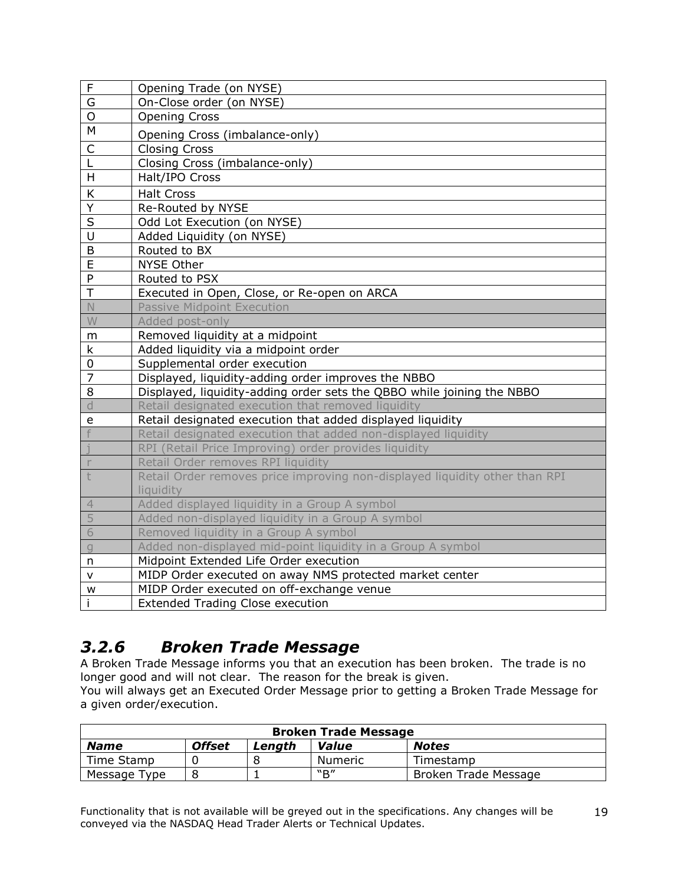| | |
|---|---|
| F | Opening Trade (on NYSE) |
| G | On-Close order (on NYSE) |
| O | Opening Cross |
| M | Opening Cross (imbalance-only) |
| C | Closing Cross |
| L | Closing Cross (imbalance-only) |
| H | Halt/IPO Cross |
| K | Halt Cross |
| Y | Re-Routed by NYSE |
| S | Odd Lot Execution (on NYSE) |
| U | Added Liquidity (on NYSE) |
| B | Routed to BX |
| E | NYSE Other |
| P | Routed to PSX |
| T | Executed in Open, Close, or Re-open on ARCA |
| N | Passive Midpoint Execution |
| W | Added post-only |
| m | Removed liquidity at a midpoint |
| k | Added liquidity via a midpoint order |
| 0 | Supplemental order execution |
| 7 | Displayed, liquidity-adding order improves the NBBO |
| 8 | Displayed, liquidity-adding order sets the QBBO while joining the NBBO |
| d | Retail designated execution that removed liquidity |
| e | Retail designated execution that added displayed liquidity |
| f | Retail designated execution that added non-displayed liquidity |
| j | RPI (Retail Price Improving) order provides liquidity |
| r | Retail Order removes RPI liquidity |
| t | Retail Order removes price improving non-displayed liquidity other than RPI liquidity |
| 4 | Added displayed liquidity in a Group A symbol |
| 5 | Added non-displayed liquidity in a Group A symbol |
| 6 | Removed liquidity in a Group A symbol |
| g | Added non-displayed mid-point liquidity in a Group A symbol |
| n | Midpoint Extended Life Order execution |
| v | MIDP Order executed on away NMS protected market center |
| w | MIDP Order executed on off-exchange venue |
| i | Extended Trading Close execution |

### *3.2.6 Broken Trade Message*

A Broken Trade Message informs you that an execution has been broken. The trade is no longer good and will not clear. The reason for the break is given.
You will always get an Executed Order Message prior to getting a Broken Trade Message for a given order/execution.

| Broken Trade Message | | | | |
|---|---|---|---|---|
| ***Name*** | ***Offset*** | ***Length*** | ***Value*** | ***Notes*** |
| Time Stamp | 0 | 8 | Numeric | Timestamp |
| Message Type | 8 | 1 | "B" | Broken Trade Message |

Functionality that is not available will be greyed out in the specifications. Any changes will be conveyed via the NASDAQ Head Trader Alerts or Technical Updates.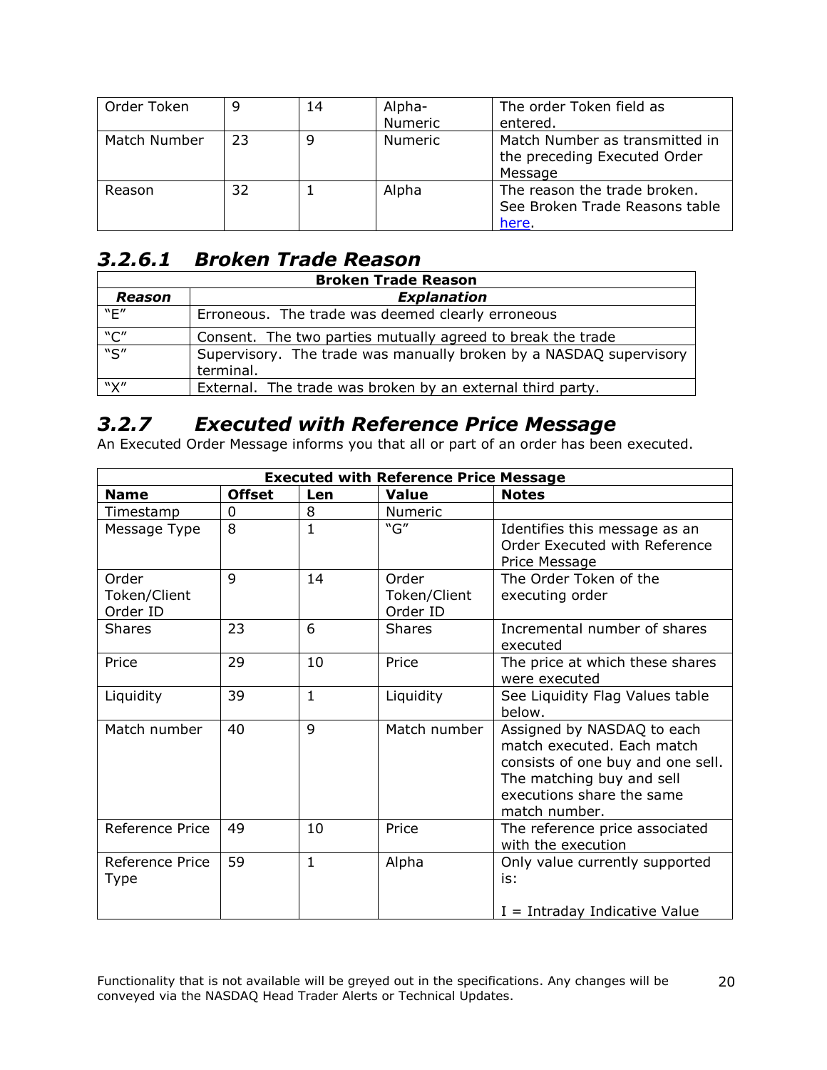| Order Token | 9 | 14 | Alpha-Numeric | The order Token field as entered. |
|---|---|---|---|---|
| Match Number | 23 | 9 | Numeric | Match Number as transmitted in the preceding Executed Order Message |
| Reason | 32 | 1 | Alpha | The reason the trade broken. See Broken Trade Reasons table here. |

### 3.2.6.1 Broken Trade Reason

| Broken Trade Reason | |
|---|---|
| ***Reason*** | ***Explanation*** |
| "E" | Erroneous. The trade was deemed clearly erroneous |
| "C" | Consent. The two parties mutually agreed to break the trade |
| "S" | Supervisory. The trade was manually broken by a NASDAQ supervisory terminal. |
| "X" | External. The trade was broken by an external third party. |

## 3.2.7 Executed with Reference Price Message

An Executed Order Message informs you that all or part of an order has been executed.

| Executed with Reference Price Message | | | | |
|---|---|---|---|---|
| **Name** | **Offset** | **Len** | **Value** | **Notes** |
| Timestamp | 0 | 8 | Numeric | |
| Message Type | 8 | 1 | "G" | Identifies this message as an Order Executed with Reference Price Message |
| Order Token/Client Order ID | 9 | 14 | Order Token/Client Order ID | The Order Token of the executing order |
| Shares | 23 | 6 | Shares | Incremental number of shares executed |
| Price | 29 | 10 | Price | The price at which these shares were executed |
| Liquidity | 39 | 1 | Liquidity | See Liquidity Flag Values table below. |
| Match number | 40 | 9 | Match number | Assigned by NASDAQ to each match executed. Each match consists of one buy and one sell. The matching buy and sell executions share the same match number. |
| Reference Price | 49 | 10 | Price | The reference price associated with the execution |
| Reference Price Type | 59 | 1 | Alpha | Only value currently supported is:<br><br>I = Intraday Indicative Value |

Functionality that is not available will be greyed out in the specifications. Any changes will be conveyed via the NASDAQ Head Trader Alerts or Technical Updates.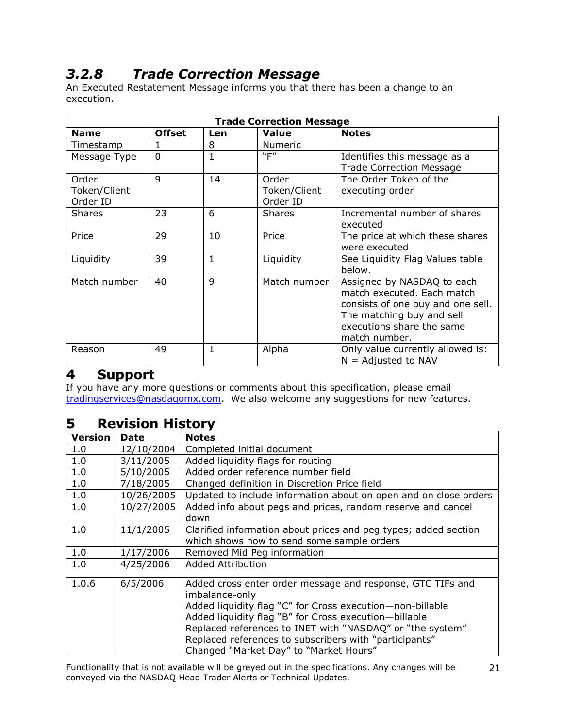### *3.2.8 Trade Correction Message*

An Executed Restatement Message informs you that there has been a change to an execution.

| Trade Correction Message | | | | |
|---|---|---|---|---|
| **Name** | **Offset** | **Len** | **Value** | **Notes** |
| Timestamp | 1 | 8 | Numeric | |
| Message Type | 0 | 1 | "F" | Identifies this message as a Trade Correction Message |
| Order Token/Client Order ID | 9 | 14 | Order Token/Client Order ID | The Order Token of the executing order |
| Shares | 23 | 6 | Shares | Incremental number of shares executed |
| Price | 29 | 10 | Price | The price at which these shares were executed |
| Liquidity | 39 | 1 | Liquidity | See Liquidity Flag Values table below. |
| Match number | 40 | 9 | Match number | Assigned by NASDAQ to each match executed. Each match consists of one buy and one sell. The matching buy and sell executions share the same match number. |
| Reason | 49 | 1 | Alpha | Only value currently allowed is: N = Adjusted to NAV |

# 4 Support

If you have any more questions or comments about this specification, please email tradingservices@nasdaqomx.com. We also welcome any suggestions for new features.

# 5 Revision History

| Version | Date | Notes |
|---|---|---|
| 1.0 | 12/10/2004 | Completed initial document |
| 1.0 | 3/11/2005 | Added liquidity flags for routing |
| 1.0 | 5/10/2005 | Added order reference number field |
| 1.0 | 7/18/2005 | Changed definition in Discretion Price field |
| 1.0 | 10/26/2005 | Updated to include information about on open and on close orders |
| 1.0 | 10/27/2005 | Added info about pegs and prices, random reserve and cancel down |
| 1.0 | 11/1/2005 | Clarified information about prices and peg types; added section which shows how to send some sample orders |
| 1.0 | 1/17/2006 | Removed Mid Peg information |
| 1.0 | 4/25/2006 | Added Attribution |
| 1.0.6 | 6/5/2006 | Added cross enter order message and response, GTC TIFs and imbalance-only<br>Added liquidity flag "C" for Cross execution—non-billable<br>Added liquidity flag "B" for Cross execution—billable<br>Replaced references to INET with "NASDAQ" or "the system"<br>Replaced references to subscribers with "participants"<br>Changed "Market Day" to "Market Hours" |

Functionality that is not available will be greyed out in the specifications. Any changes will be conveyed via the NASDAQ Head Trader Alerts or Technical Updates.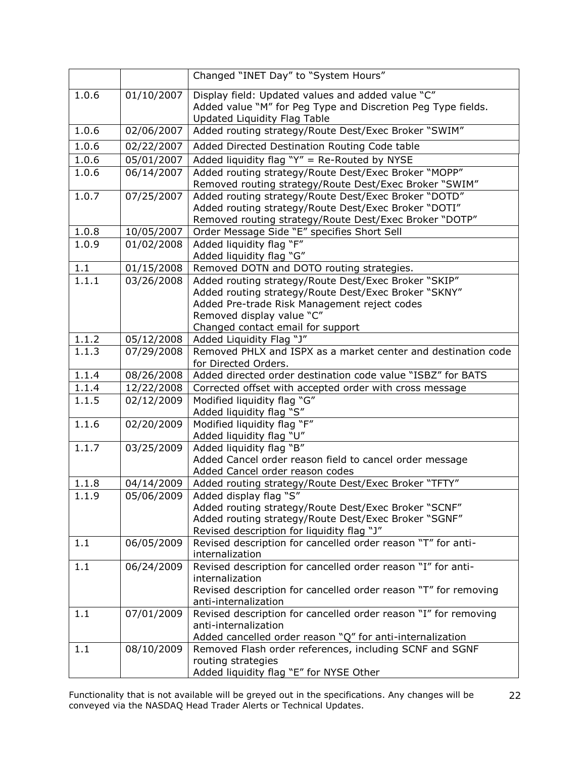| | | Changed "INET Day" to "System Hours" |
|---|---|---|
| 1.0.6 | 01/10/2007 | Display field: Updated values and added value "C"<br>Added value "M" for Peg Type and Discretion Peg Type fields.<br>Updated Liquidity Flag Table |
| 1.0.6 | 02/06/2007 | Added routing strategy/Route Dest/Exec Broker "SWIM" |
| 1.0.6 | 02/22/2007 | Added Directed Destination Routing Code table |
| 1.0.6 | 05/01/2007 | Added liquidity flag "Y" = Re-Routed by NYSE |
| 1.0.6 | 06/14/2007 | Added routing strategy/Route Dest/Exec Broker "MOPP"<br>Removed routing strategy/Route Dest/Exec Broker "SWIM" |
| 1.0.7 | 07/25/2007 | Added routing strategy/Route Dest/Exec Broker "DOTD"<br>Added routing strategy/Route Dest/Exec Broker "DOTI"<br>Removed routing strategy/Route Dest/Exec Broker "DOTP" |
| 1.0.8 | 10/05/2007 | Order Message Side "E" specifies Short Sell |
| 1.0.9 | 01/02/2008 | Added liquidity flag "F"<br>Added liquidity flag "G" |
| 1.1 | 01/15/2008 | Removed DOTN and DOTO routing strategies. |
| 1.1.1 | 03/26/2008 | Added routing strategy/Route Dest/Exec Broker "SKIP"<br>Added routing strategy/Route Dest/Exec Broker "SKNY"<br>Added Pre-trade Risk Management reject codes<br>Removed display value "C"<br>Changed contact email for support |
| 1.1.2 | 05/12/2008 | Added Liquidity Flag "J" |
| 1.1.3 | 07/29/2008 | Removed PHLX and ISPX as a market center and destination code for Directed Orders. |
| 1.1.4 | 08/26/2008 | Added directed order destination code value "ISBZ" for BATS |
| 1.1.4 | 12/22/2008 | Corrected offset with accepted order with cross message |
| 1.1.5 | 02/12/2009 | Modified liquidity flag "G"<br>Added liquidity flag "S" |
| 1.1.6 | 02/20/2009 | Modified liquidity flag "F"<br>Added liquidity flag "U" |
| 1.1.7 | 03/25/2009 | Added liquidity flag "B"<br>Added Cancel order reason field to cancel order message<br>Added Cancel order reason codes |
| 1.1.8 | 04/14/2009 | Added routing strategy/Route Dest/Exec Broker "TFTY" |
| 1.1.9 | 05/06/2009 | Added display flag "S"<br>Added routing strategy/Route Dest/Exec Broker "SCNF"<br>Added routing strategy/Route Dest/Exec Broker "SGNF"<br>Revised description for liquidity flag "J" |
| 1.1 | 06/05/2009 | Revised description for cancelled order reason "T" for anti-internalization |
| 1.1 | 06/24/2009 | Revised description for cancelled order reason "I" for anti-internalization<br>Revised description for cancelled order reason "T" for removing anti-internalization |
| 1.1 | 07/01/2009 | Revised description for cancelled order reason "I" for removing anti-internalization<br>Added cancelled order reason "Q" for anti-internalization |
| 1.1 | 08/10/2009 | Removed Flash order references, including SCNF and SGNF routing strategies<br>Added liquidity flag "E" for NYSE Other |

Functionality that is not available will be greyed out in the specifications. Any changes will be conveyed via the NASDAQ Head Trader Alerts or Technical Updates.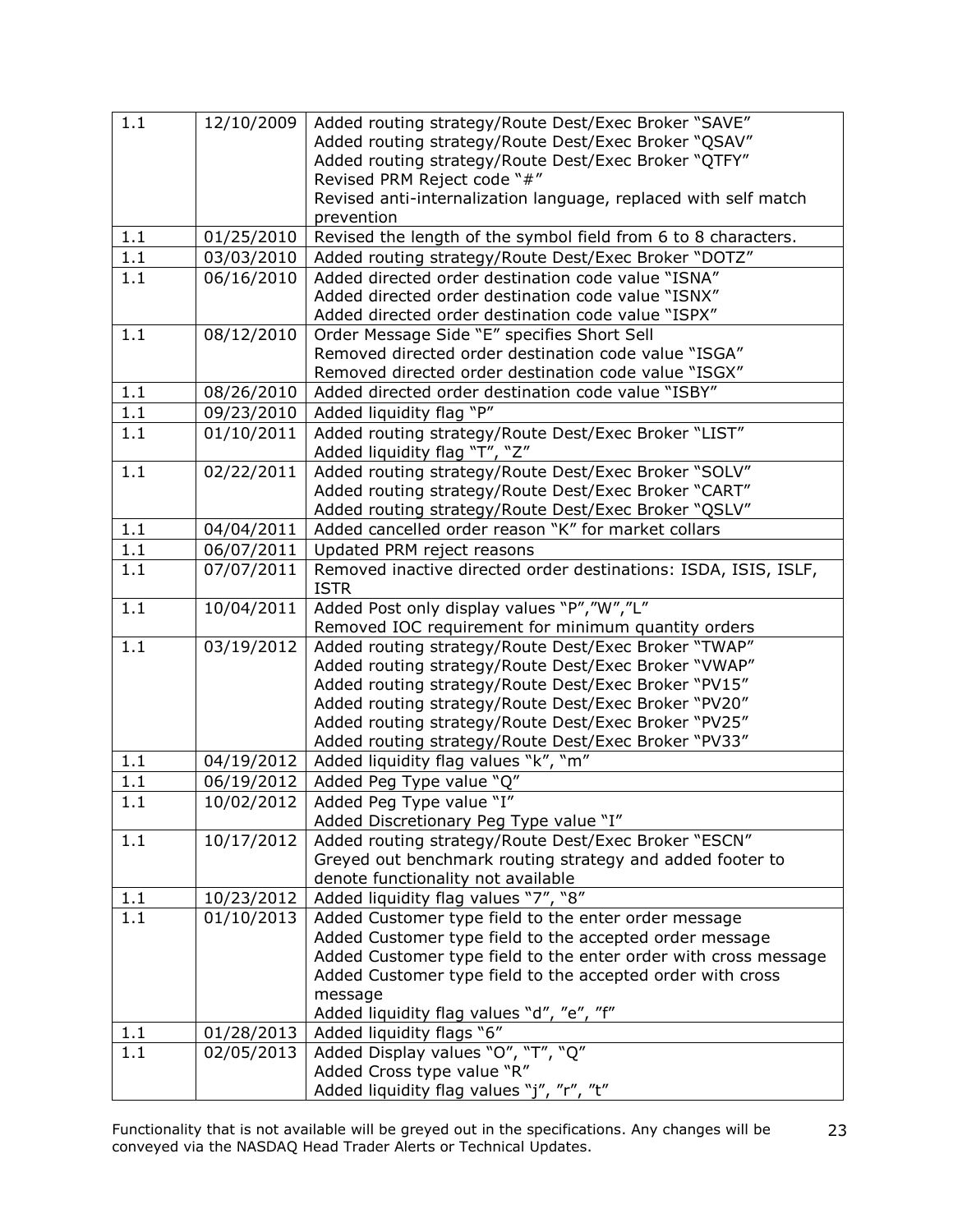| 1.1 | 12/10/2009 | Added routing strategy/Route Dest/Exec Broker "SAVE"<br>Added routing strategy/Route Dest/Exec Broker "QSAV"<br>Added routing strategy/Route Dest/Exec Broker "QTFY"<br>Revised PRM Reject code "#"<br>Revised anti-internalization language, replaced with self match prevention |
|---|---|---|
| 1.1 | 01/25/2010 | Revised the length of the symbol field from 6 to 8 characters. |
| 1.1 | 03/03/2010 | Added routing strategy/Route Dest/Exec Broker "DOTZ" |
| 1.1 | 06/16/2010 | Added directed order destination code value "ISNA"<br>Added directed order destination code value "ISNX"<br>Added directed order destination code value "ISPX" |
| 1.1 | 08/12/2010 | Order Message Side "E" specifies Short Sell<br>Removed directed order destination code value "ISGA"<br>Removed directed order destination code value "ISGX" |
| 1.1 | 08/26/2010 | Added directed order destination code value "ISBY" |
| 1.1 | 09/23/2010 | Added liquidity flag "P" |
| 1.1 | 01/10/2011 | Added routing strategy/Route Dest/Exec Broker "LIST"<br>Added liquidity flag "T", "Z" |
| 1.1 | 02/22/2011 | Added routing strategy/Route Dest/Exec Broker "SOLV"<br>Added routing strategy/Route Dest/Exec Broker "CART"<br>Added routing strategy/Route Dest/Exec Broker "QSLV" |
| 1.1 | 04/04/2011 | Added cancelled order reason "K" for market collars |
| 1.1 | 06/07/2011 | Updated PRM reject reasons |
| 1.1 | 07/07/2011 | Removed inactive directed order destinations: ISDA, ISIS, ISLF, ISTR |
| 1.1 | 10/04/2011 | Added Post only display values "P","W","L"<br>Removed IOC requirement for minimum quantity orders |
| 1.1 | 03/19/2012 | Added routing strategy/Route Dest/Exec Broker "TWAP"<br>Added routing strategy/Route Dest/Exec Broker "VWAP"<br>Added routing strategy/Route Dest/Exec Broker "PV15"<br>Added routing strategy/Route Dest/Exec Broker "PV20"<br>Added routing strategy/Route Dest/Exec Broker "PV25"<br>Added routing strategy/Route Dest/Exec Broker "PV33" |
| 1.1 | 04/19/2012 | Added liquidity flag values "k", "m" |
| 1.1 | 06/19/2012 | Added Peg Type value "Q" |
| 1.1 | 10/02/2012 | Added Peg Type value "I"<br>Added Discretionary Peg Type value "I" |
| 1.1 | 10/17/2012 | Added routing strategy/Route Dest/Exec Broker "ESCN"<br>Greyed out benchmark routing strategy and added footer to denote functionality not available |
| 1.1 | 10/23/2012 | Added liquidity flag values "7", "8" |
| 1.1 | 01/10/2013 | Added Customer type field to the enter order message<br>Added Customer type field to the accepted order message<br>Added Customer type field to the enter order with cross message<br>Added Customer type field to the accepted order with cross message<br>Added liquidity flag values "d", "e", "f" |
| 1.1 | 01/28/2013 | Added liquidity flags "6" |
| 1.1 | 02/05/2013 | Added Display values "O", "T", "Q"<br>Added Cross type value "R"<br>Added liquidity flag values "j", "r", "t" |

Functionality that is not available will be greyed out in the specifications. Any changes will be conveyed via the NASDAQ Head Trader Alerts or Technical Updates.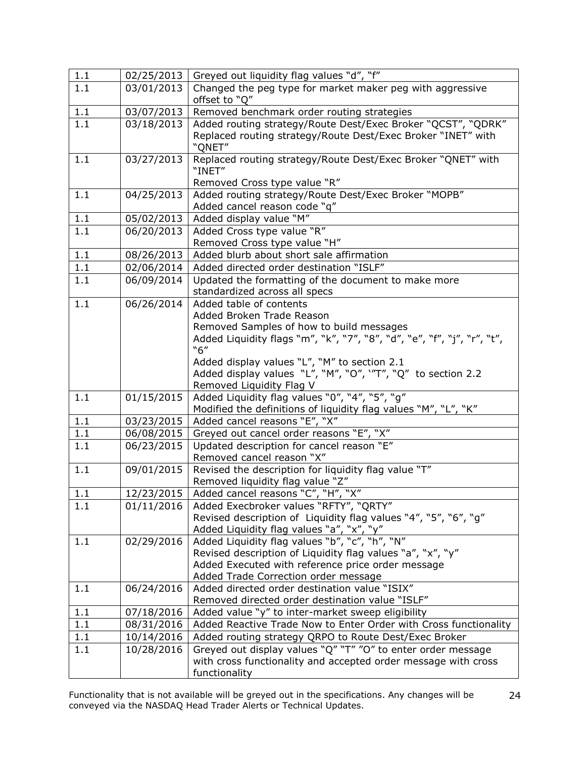| 1.1 | 02/25/2013 | Greyed out liquidity flag values "d", "f" |
|---|---|---|
| 1.1 | 03/01/2013 | Changed the peg type for market maker peg with aggressive offset to "Q" |
| 1.1 | 03/07/2013 | Removed benchmark order routing strategies |
| 1.1 | 03/18/2013 | Added routing strategy/Route Dest/Exec Broker "QCST", "QDRK"<br>Replaced routing strategy/Route Dest/Exec Broker "INET" with "QNET" |
| 1.1 | 03/27/2013 | Replaced routing strategy/Route Dest/Exec Broker "QNET" with "INET"<br>Removed Cross type value "R" |
| 1.1 | 04/25/2013 | Added routing strategy/Route Dest/Exec Broker "MOPB"<br>Added cancel reason code "q" |
| 1.1 | 05/02/2013 | Added display value "M" |
| 1.1 | 06/20/2013 | Added Cross type value "R"<br>Removed Cross type value "H" |
| 1.1 | 08/26/2013 | Added blurb about short sale affirmation |
| 1.1 | 02/06/2014 | Added directed order destination "ISLF" |
| 1.1 | 06/09/2014 | Updated the formatting of the document to make more standardized across all specs |
| 1.1 | 06/26/2014 | Added table of contents<br>Added Broken Trade Reason<br>Removed Samples of how to build messages<br>Added Liquidity flags "m", "k", "7", "8", "d", "e", "f", "j", "r", "t", "6"<br>Added display values "L", "M" to section 2.1<br>Added display values "L", "M", "O", '"T", "Q" to section 2.2<br>Removed Liquidity Flag V |
| 1.1 | 01/15/2015 | Added Liquidity flag values "0", "4", "5", "g"<br>Modified the definitions of liquidity flag values "M", "L", "K" |
| 1.1 | 03/23/2015 | Added cancel reasons "E", "X" |
| 1.1 | 06/08/2015 | Greyed out cancel order reasons "E", "X" |
| 1.1 | 06/23/2015 | Updated description for cancel reason "E"<br>Removed cancel reason "X" |
| 1.1 | 09/01/2015 | Revised the description for liquidity flag value "T"<br>Removed liquidity flag value "Z" |
| 1.1 | 12/23/2015 | Added cancel reasons "C", "H", "X" |
| 1.1 | 01/11/2016 | Added Execbroker values "RFTY", "QRTY"<br>Revised description of Liquidity flag values "4", "5", "6", "g"<br>Added Liquidity flag values "a", "x", "y" |
| 1.1 | 02/29/2016 | Added Liquidity flag values "b", "c", "h", "N"<br>Revised description of Liquidity flag values "a", "x", "y"<br>Added Executed with reference price order message<br>Added Trade Correction order message |
| 1.1 | 06/24/2016 | Added directed order destination value "ISIX"<br>Removed directed order destination value "ISLF" |
| 1.1 | 07/18/2016 | Added value "y" to inter-market sweep eligibility |
| 1.1 | 08/31/2016 | Added Reactive Trade Now to Enter Order with Cross functionality |
| 1.1 | 10/14/2016 | Added routing strategy QRPO to Route Dest/Exec Broker |
| 1.1 | 10/28/2016 | Greyed out display values "Q" "T" "O" to enter order message with cross functionality and accepted order message with cross functionality |

Functionality that is not available will be greyed out in the specifications. Any changes will be conveyed via the NASDAQ Head Trader Alerts or Technical Updates.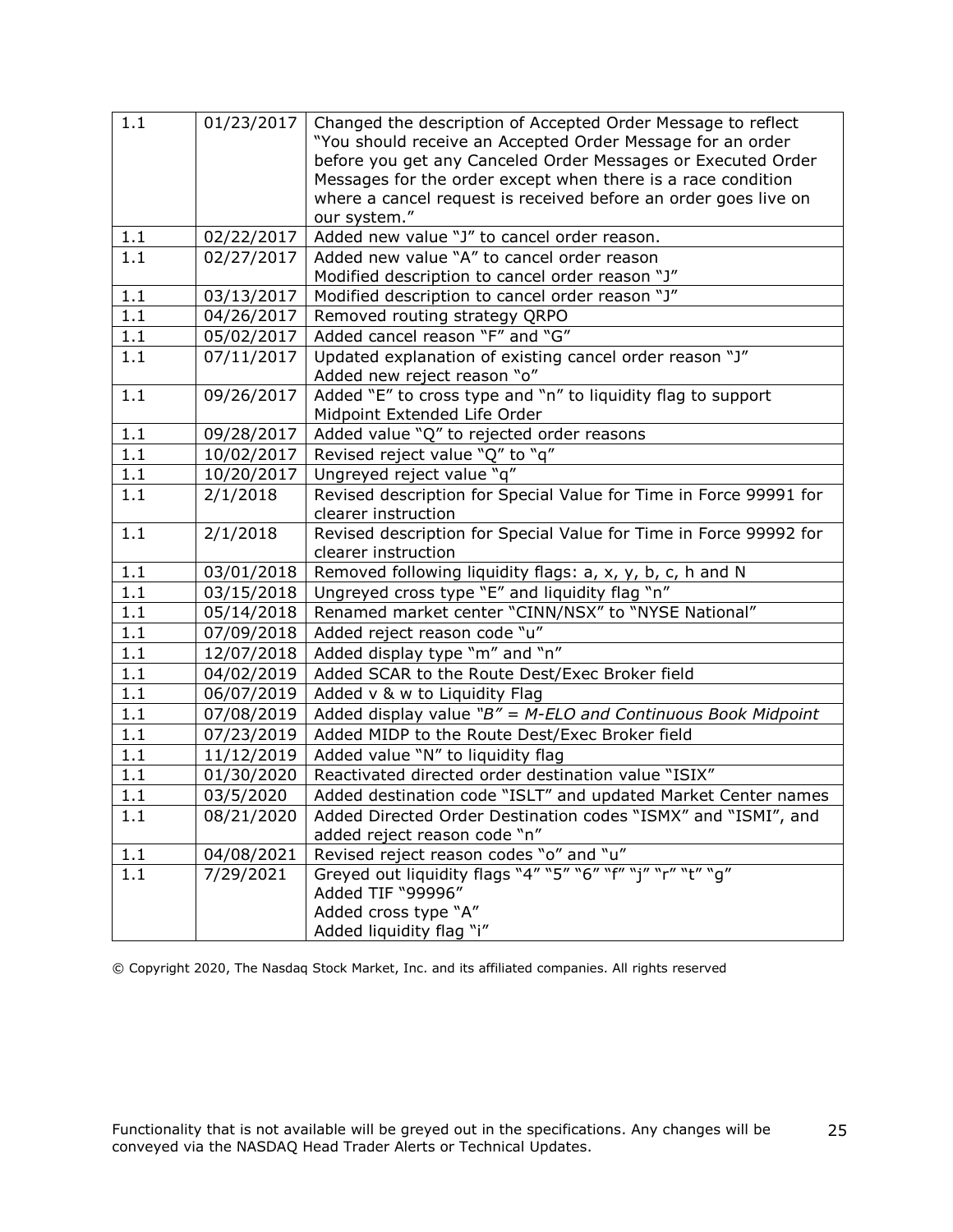| | | |
|---|---|---|
| 1.1 | 01/23/2017 | Changed the description of Accepted Order Message to reflect "You should receive an Accepted Order Message for an order before you get any Canceled Order Messages or Executed Order Messages for the order except when there is a race condition where a cancel request is received before an order goes live on our system." |
| 1.1 | 02/22/2017 | Added new value "J" to cancel order reason. |
| 1.1 | 02/27/2017 | Added new value "A" to cancel order reason<br>Modified description to cancel order reason "J" |
| 1.1 | 03/13/2017 | Modified description to cancel order reason "J" |
| 1.1 | 04/26/2017 | Removed routing strategy QRPO |
| 1.1 | 05/02/2017 | Added cancel reason "F" and "G" |
| 1.1 | 07/11/2017 | Updated explanation of existing cancel order reason "J"<br>Added new reject reason "o" |
| 1.1 | 09/26/2017 | Added "E" to cross type and "n" to liquidity flag to support Midpoint Extended Life Order |
| 1.1 | 09/28/2017 | Added value "Q" to rejected order reasons |
| 1.1 | 10/02/2017 | Revised reject value "Q" to "q" |
| 1.1 | 10/20/2017 | Ungreyed reject value "q" |
| 1.1 | 2/1/2018 | Revised description for Special Value for Time in Force 99991 for clearer instruction |
| 1.1 | 2/1/2018 | Revised description for Special Value for Time in Force 99992 for clearer instruction |
| 1.1 | 03/01/2018 | Removed following liquidity flags: a, x, y, b, c, h and N |
| 1.1 | 03/15/2018 | Ungreyed cross type "E" and liquidity flag "n" |
| 1.1 | 05/14/2018 | Renamed market center "CINN/NSX" to "NYSE National" |
| 1.1 | 07/09/2018 | Added reject reason code "u" |
| 1.1 | 12/07/2018 | Added display type "m" and "n" |
| 1.1 | 04/02/2019 | Added SCAR to the Route Dest/Exec Broker field |
| 1.1 | 06/07/2019 | Added v & w to Liquidity Flag |
| 1.1 | 07/08/2019 | Added display value *"B" = M-ELO and Continuous Book Midpoint* |
| 1.1 | 07/23/2019 | Added MIDP to the Route Dest/Exec Broker field |
| 1.1 | 11/12/2019 | Added value "N" to liquidity flag |
| 1.1 | 01/30/2020 | Reactivated directed order destination value "ISIX" |
| 1.1 | 03/5/2020 | Added destination code "ISLT" and updated Market Center names |
| 1.1 | 08/21/2020 | Added Directed Order Destination codes "ISMX" and "ISMI", and added reject reason code "n" |
| 1.1 | 04/08/2021 | Revised reject reason codes "o" and "u" |
| 1.1 | 7/29/2021 | Greyed out liquidity flags "4" "5" "6" "f" "j" "r" "t" "g"<br>Added TIF "99996"<br>Added cross type "A"<br>Added liquidity flag "i" |

© Copyright 2020, The Nasdaq Stock Market, Inc. and its affiliated companies. All rights reserved

Functionality that is not available will be greyed out in the specifications. Any changes will be conveyed via the NASDAQ Head Trader Alerts or Technical Updates.